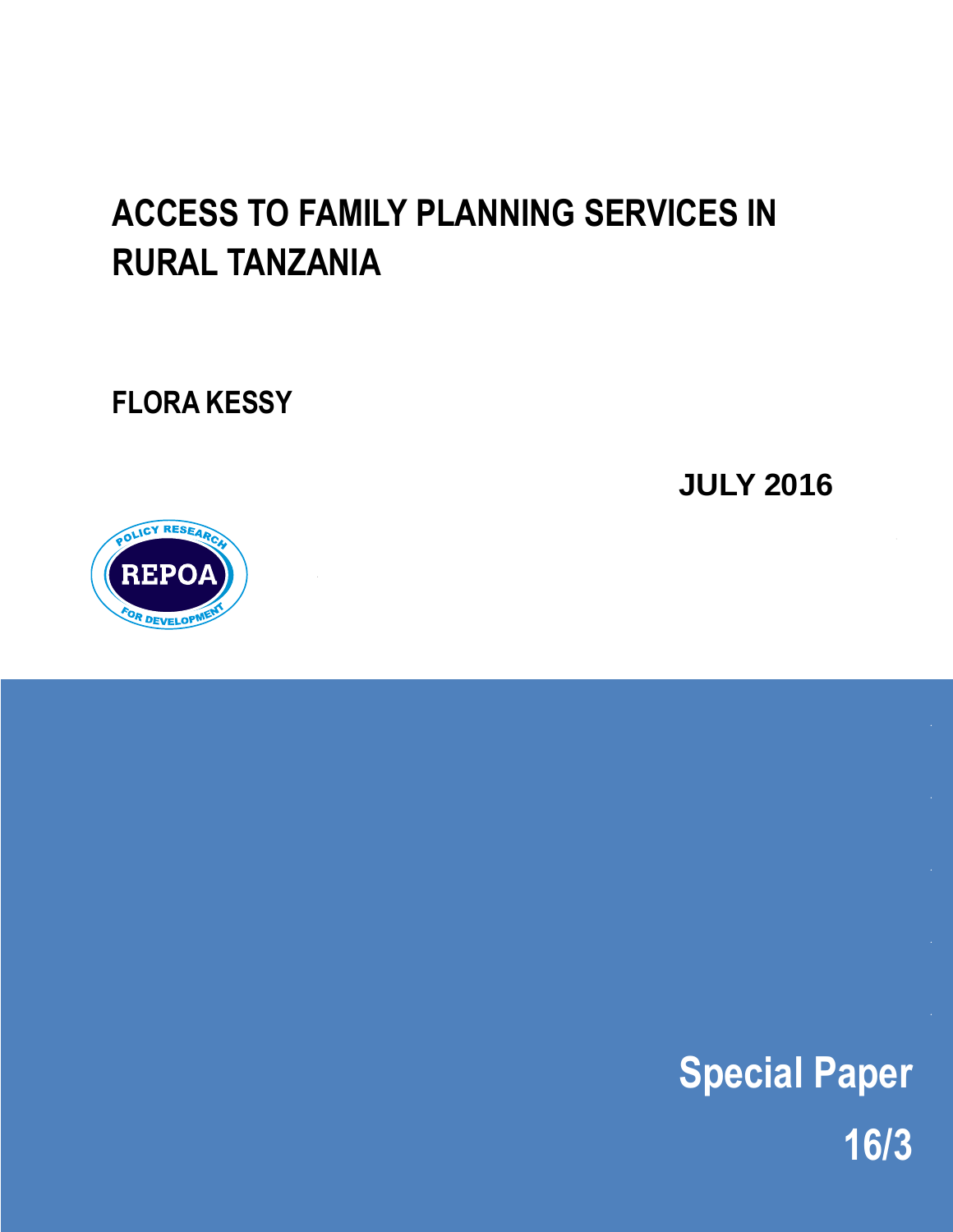# ACCESS TO FAMILY PLANNING SERVICES IN RURAL TANZANIA

**FLORA KESSY**

**JULY 2016**

POLICY RESEARCH FOR DEVELOPMENT

REPOA

**Special Paper**

**16/3**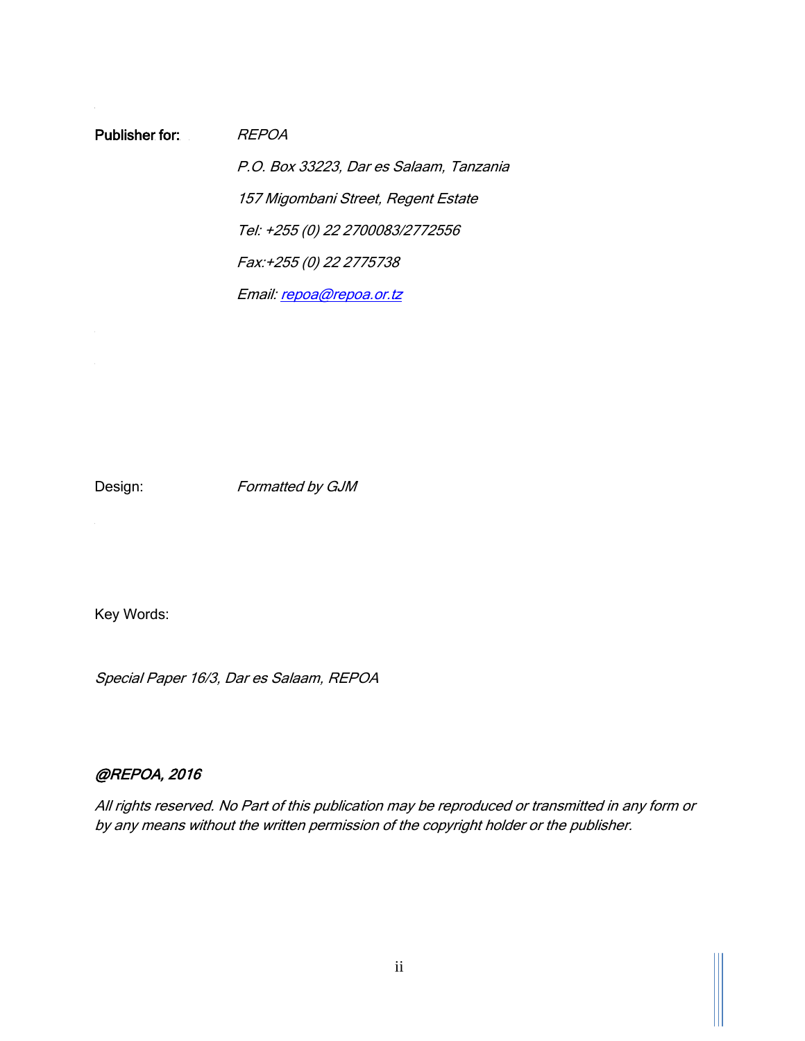**Publisher for:** *REPOA*

*P.O. Box 33223, Dar es Salaam, Tanzania*

*157 Migombani Street, Regent Estate*

*Tel: +255 (0) 22 2700083/2772556*

*Fax:+255 (0) 22 2775738*

*Email: repoa@repoa.or.tz*

Design: *Formatted by GJM*

Key Words:

*Special Paper 16/3, Dar es Salaam, REPOA*

***@REPOA, 2016***

*All rights reserved. No Part of this publication may be reproduced or transmitted in any form or by any means without the written permission of the copyright holder or the publisher.*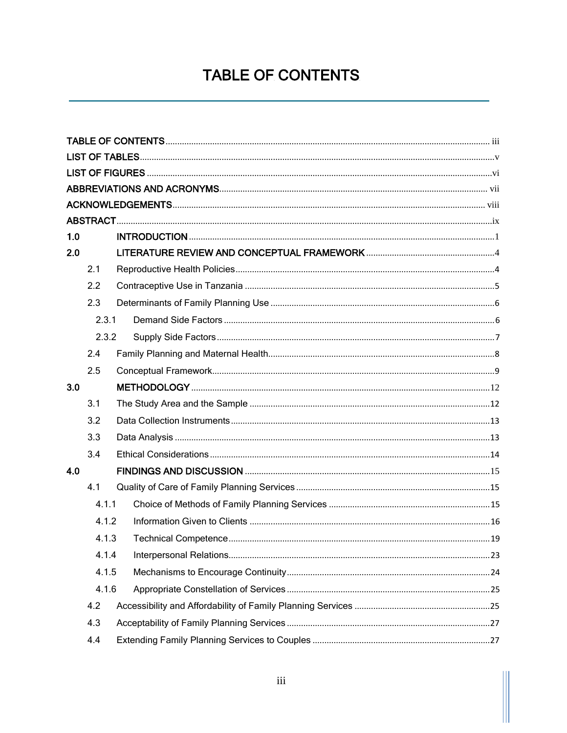# TABLE OF CONTENTS

TABLE OF CONTENTS ..... iii
LIST OF TABLES ..... v
LIST OF FIGURES ..... vi
ABBREVIATIONS AND ACRONYMS ..... vii
ACKNOWLEDGEMENTS ..... viii
ABSTRACT ..... ix
1.0 INTRODUCTION ..... 1
2.0 LITERATURE REVIEW AND CONCEPTUAL FRAMEWORK ..... 4
- 2.1 Reproductive Health Policies ..... 4
- 2.2 Contraceptive Use in Tanzania ..... 5
- 2.3 Determinants of Family Planning Use ..... 6
  - 2.3.1 Demand Side Factors ..... 6
  - 2.3.2 Supply Side Factors ..... 7
- 2.4 Family Planning and Maternal Health ..... 8
- 2.5 Conceptual Framework ..... 9

3.0 METHODOLOGY ..... 12
- 3.1 The Study Area and the Sample ..... 12
- 3.2 Data Collection Instruments ..... 13
- 3.3 Data Analysis ..... 13
- 3.4 Ethical Considerations ..... 14

4.0 FINDINGS AND DISCUSSION ..... 15
- 4.1 Quality of Care of Family Planning Services ..... 15
  - 4.1.1 Choice of Methods of Family Planning Services ..... 15
  - 4.1.2 Information Given to Clients ..... 16
  - 4.1.3 Technical Competence ..... 19
  - 4.1.4 Interpersonal Relations ..... 23
  - 4.1.5 Mechanisms to Encourage Continuity ..... 24
  - 4.1.6 Appropriate Constellation of Services ..... 25
- 4.2 Accessibility and Affordability of Family Planning Services ..... 25
- 4.3 Acceptability of Family Planning Services ..... 27
- 4.4 Extending Family Planning Services to Couples ..... 27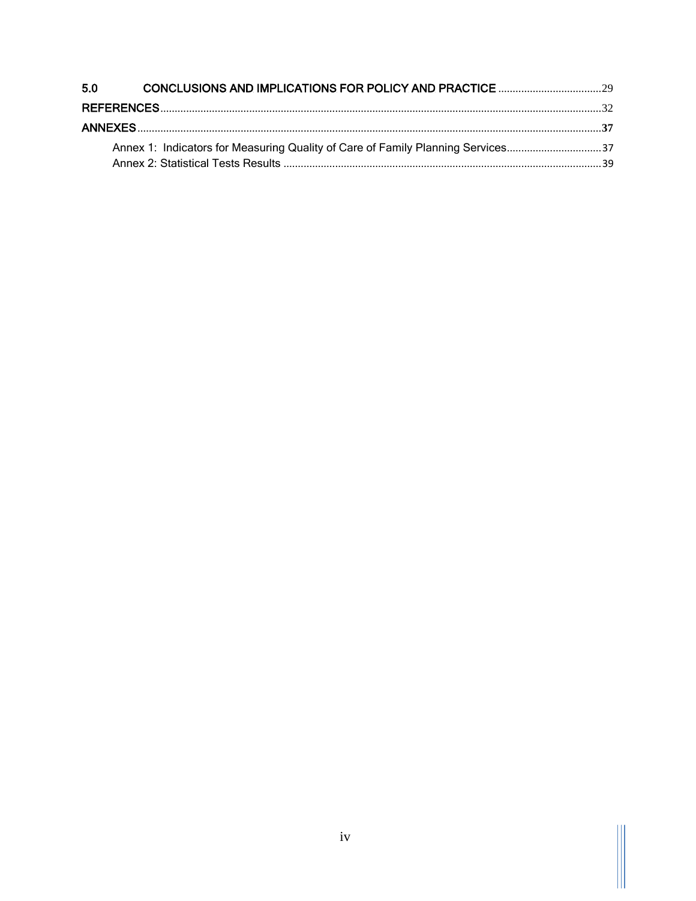5.0 CONCLUSIONS AND IMPLICATIONS FOR POLICY AND PRACTICE ....................................29

REFERENCES........................................................................................................................................32

ANNEXES................................................................................................................................................37

- Annex 1: Indicators for Measuring Quality of Care of Family Planning Services.................................37
- Annex 2: Statistical Tests Results ...............................................................................................................39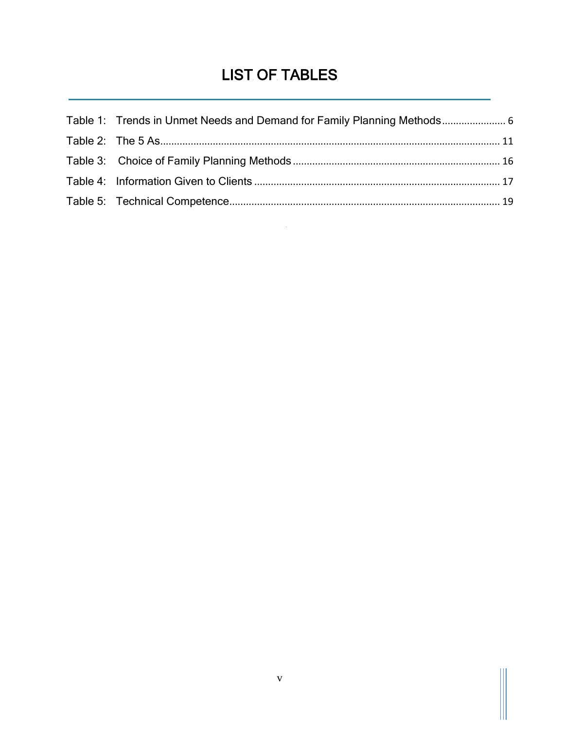# LIST OF TABLES

Table 1: Trends in Unmet Needs and Demand for Family Planning Methods....................... 6

Table 2: The 5 As......................................................................................................................... 11

Table 3: Choice of Family Planning Methods ........................................................................... 16

Table 4: Information Given to Clients ......................................................................................... 17

Table 5: Technical Competence.................................................................................................. 19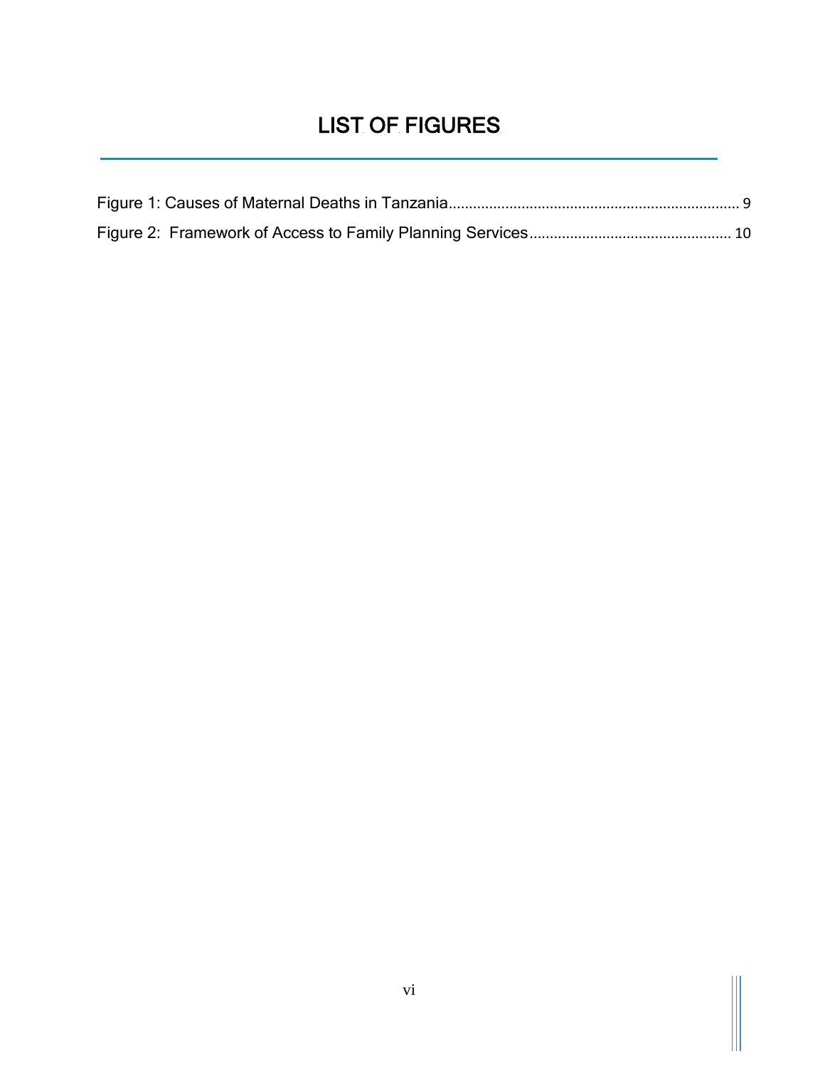# LIST OF FIGURES

Figure 1: Causes of Maternal Deaths in Tanzania ........................................................................ 9

Figure 2: Framework of Access to Family Planning Services .................................................. 10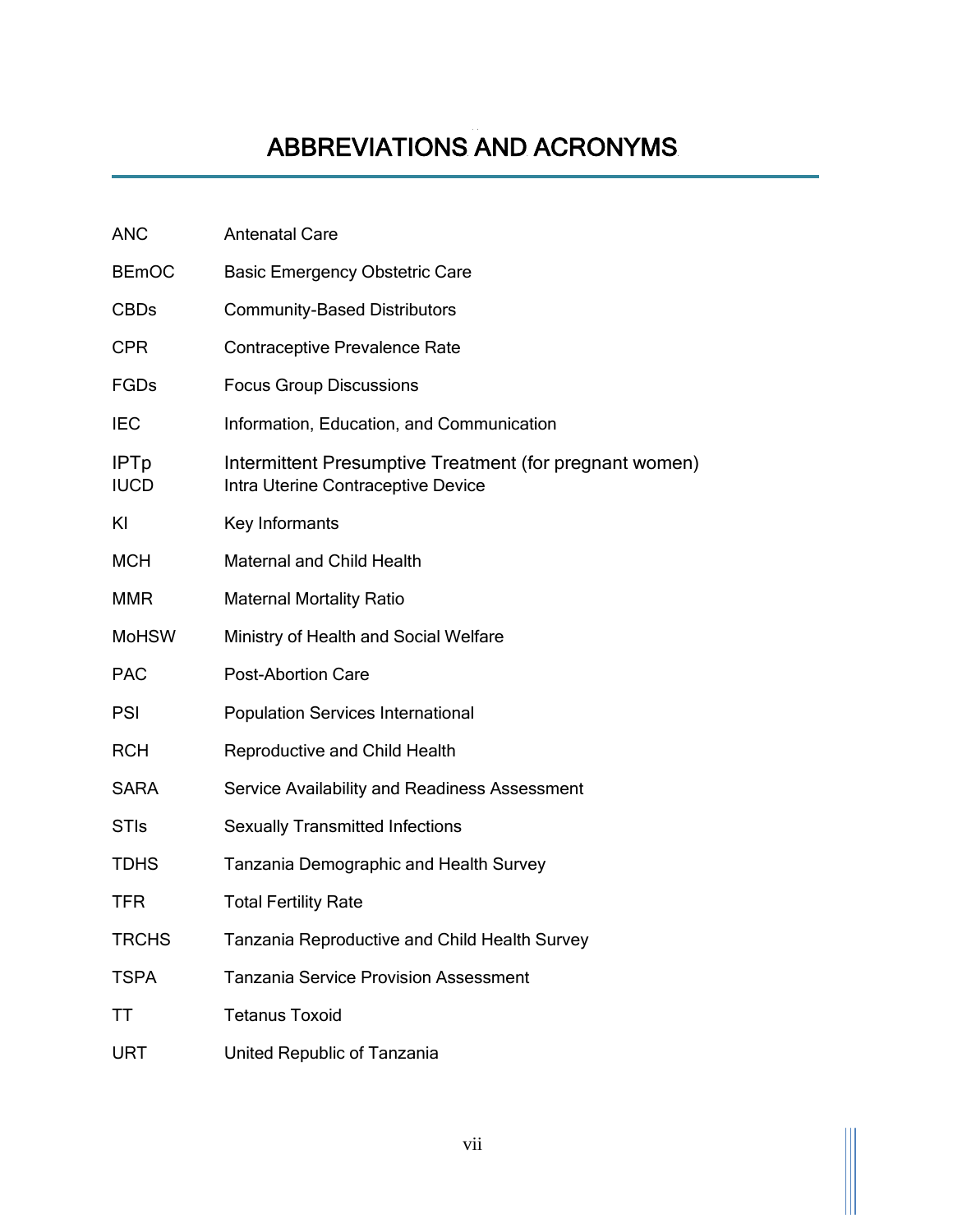# ABBREVIATIONS AND ACRONYMS

| | |
|---|---|
| ANC | Antenatal Care |
| BEmOC | Basic Emergency Obstetric Care |
| CBDs | Community-Based Distributors |
| CPR | Contraceptive Prevalence Rate |
| FGDs | Focus Group Discussions |
| IEC | Information, Education, and Communication |
| IPTp | Intermittent Presumptive Treatment (for pregnant women) |
| IUCD | Intra Uterine Contraceptive Device |
| KI | Key Informants |
| MCH | Maternal and Child Health |
| MMR | Maternal Mortality Ratio |
| MoHSW | Ministry of Health and Social Welfare |
| PAC | Post-Abortion Care |
| PSI | Population Services International |
| RCH | Reproductive and Child Health |
| SARA | Service Availability and Readiness Assessment |
| STIs | Sexually Transmitted Infections |
| TDHS | Tanzania Demographic and Health Survey |
| TFR | Total Fertility Rate |
| TRCHS | Tanzania Reproductive and Child Health Survey |
| TSPA | Tanzania Service Provision Assessment |
| TT | Tetanus Toxoid |
| URT | United Republic of Tanzania |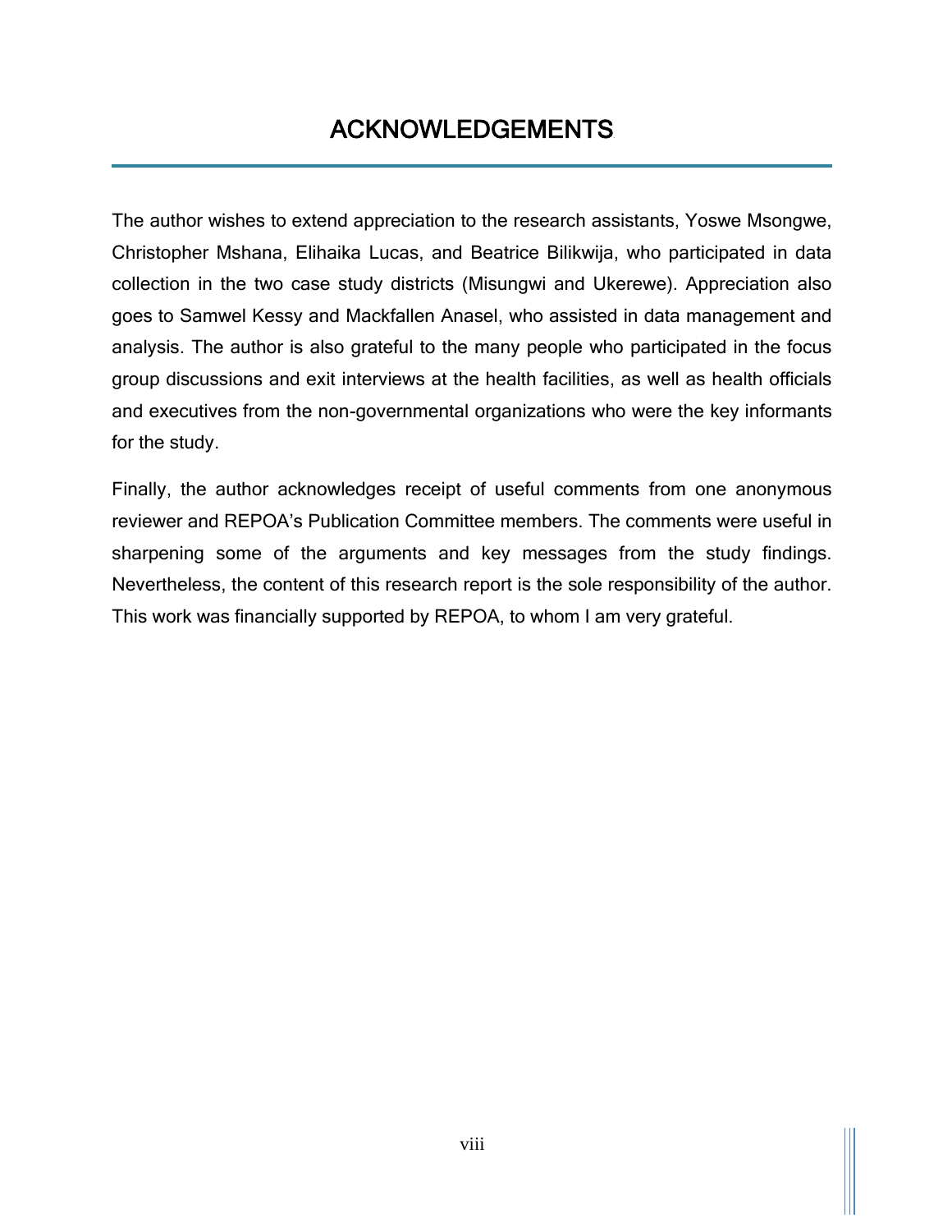# ACKNOWLEDGEMENTS

The author wishes to extend appreciation to the research assistants, Yoswe Msongwe, Christopher Mshana, Elihaika Lucas, and Beatrice Bilikwija, who participated in data collection in the two case study districts (Misungwi and Ukerewe). Appreciation also goes to Samwel Kessy and Mackfallen Anasel, who assisted in data management and analysis. The author is also grateful to the many people who participated in the focus group discussions and exit interviews at the health facilities, as well as health officials and executives from the non-governmental organizations who were the key informants for the study.

Finally, the author acknowledges receipt of useful comments from one anonymous reviewer and REPOA's Publication Committee members. The comments were useful in sharpening some of the arguments and key messages from the study findings. Nevertheless, the content of this research report is the sole responsibility of the author. This work was financially supported by REPOA, to whom I am very grateful.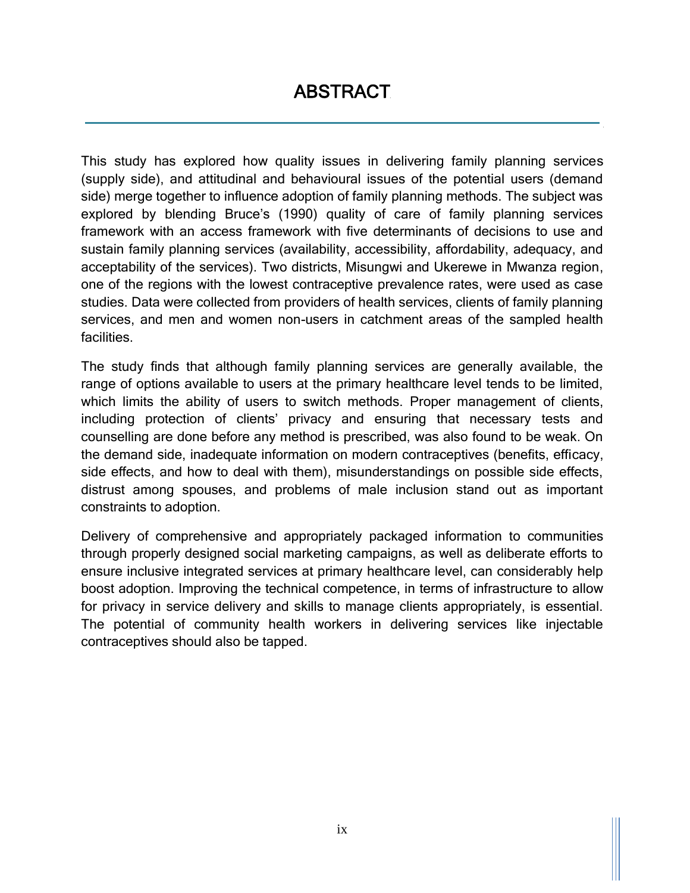# ABSTRACT

This study has explored how quality issues in delivering family planning services (supply side), and attitudinal and behavioural issues of the potential users (demand side) merge together to influence adoption of family planning methods. The subject was explored by blending Bruce's (1990) quality of care of family planning services framework with an access framework with five determinants of decisions to use and sustain family planning services (availability, accessibility, affordability, adequacy, and acceptability of the services). Two districts, Misungwi and Ukerewe in Mwanza region, one of the regions with the lowest contraceptive prevalence rates, were used as case studies. Data were collected from providers of health services, clients of family planning services, and men and women non-users in catchment areas of the sampled health facilities.

The study finds that although family planning services are generally available, the range of options available to users at the primary healthcare level tends to be limited, which limits the ability of users to switch methods. Proper management of clients, including protection of clients' privacy and ensuring that necessary tests and counselling are done before any method is prescribed, was also found to be weak. On the demand side, inadequate information on modern contraceptives (benefits, efficacy, side effects, and how to deal with them), misunderstandings on possible side effects, distrust among spouses, and problems of male inclusion stand out as important constraints to adoption.

Delivery of comprehensive and appropriately packaged information to communities through properly designed social marketing campaigns, as well as deliberate efforts to ensure inclusive integrated services at primary healthcare level, can considerably help boost adoption. Improving the technical competence, in terms of infrastructure to allow for privacy in service delivery and skills to manage clients appropriately, is essential. The potential of community health workers in delivering services like injectable contraceptives should also be tapped.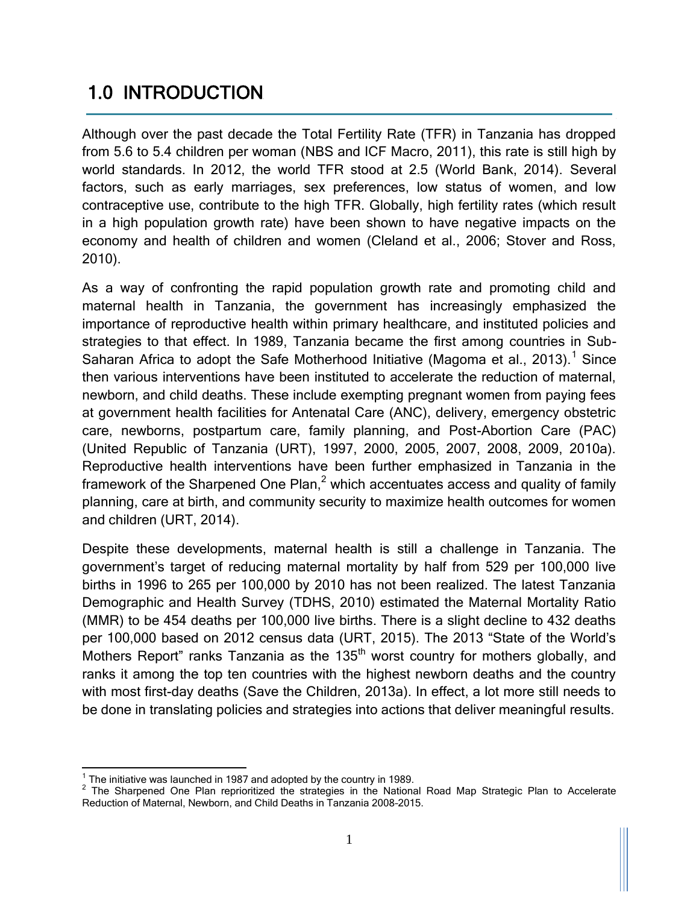# 1.0 INTRODUCTION

Although over the past decade the Total Fertility Rate (TFR) in Tanzania has dropped from 5.6 to 5.4 children per woman (NBS and ICF Macro, 2011), this rate is still high by world standards. In 2012, the world TFR stood at 2.5 (World Bank, 2014). Several factors, such as early marriages, sex preferences, low status of women, and low contraceptive use, contribute to the high TFR. Globally, high fertility rates (which result in a high population growth rate) have been shown to have negative impacts on the economy and health of children and women (Cleland et al., 2006; Stover and Ross, 2010).

As a way of confronting the rapid population growth rate and promoting child and maternal health in Tanzania, the government has increasingly emphasized the importance of reproductive health within primary healthcare, and instituted policies and strategies to that effect. In 1989, Tanzania became the first among countries in Sub-Saharan Africa to adopt the Safe Motherhood Initiative (Magoma et al., 2013).[1] Since then various interventions have been instituted to accelerate the reduction of maternal, newborn, and child deaths. These include exempting pregnant women from paying fees at government health facilities for Antenatal Care (ANC), delivery, emergency obstetric care, newborns, postpartum care, family planning, and Post-Abortion Care (PAC) (United Republic of Tanzania (URT), 1997, 2000, 2005, 2007, 2008, 2009, 2010a). Reproductive health interventions have been further emphasized in Tanzania in the framework of the Sharpened One Plan,[2] which accentuates access and quality of family planning, care at birth, and community security to maximize health outcomes for women and children (URT, 2014).

Despite these developments, maternal health is still a challenge in Tanzania. The government's target of reducing maternal mortality by half from 529 per 100,000 live births in 1996 to 265 per 100,000 by 2010 has not been realized. The latest Tanzania Demographic and Health Survey (TDHS, 2010) estimated the Maternal Mortality Ratio (MMR) to be 454 deaths per 100,000 live births. There is a slight decline to 432 deaths per 100,000 based on 2012 census data (URT, 2015). The 2013 "State of the World's Mothers Report" ranks Tanzania as the 135th worst country for mothers globally, and ranks it among the top ten countries with the highest newborn deaths and the country with most first-day deaths (Save the Children, 2013a). In effect, a lot more still needs to be done in translating policies and strategies into actions that deliver meaningful results.

---

[1] The initiative was launched in 1987 and adopted by the country in 1989.

[2] The Sharpened One Plan reprioritized the strategies in the National Road Map Strategic Plan to Accelerate Reduction of Maternal, Newborn, and Child Deaths in Tanzania 2008-2015.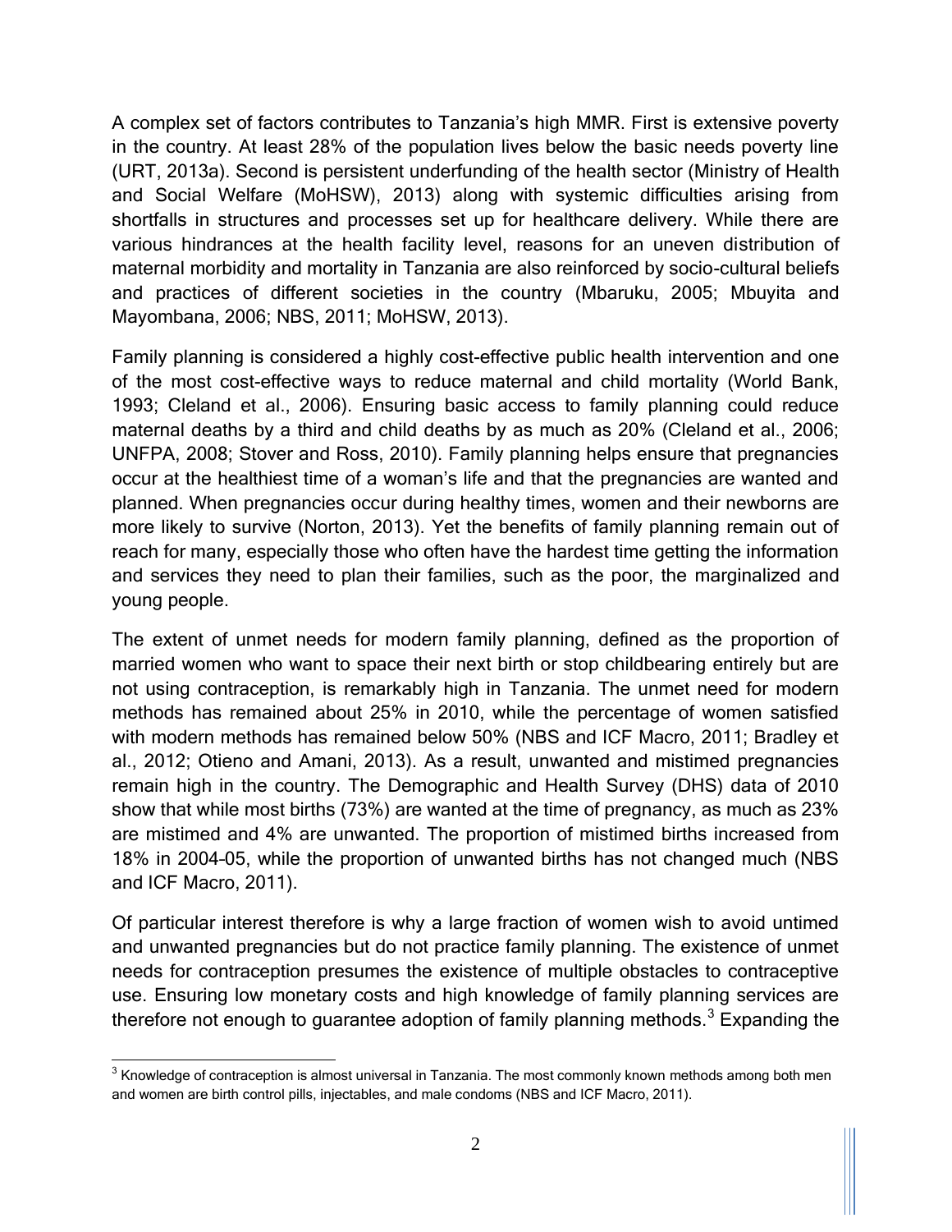A complex set of factors contributes to Tanzania's high MMR. First is extensive poverty in the country. At least 28% of the population lives below the basic needs poverty line (URT, 2013a). Second is persistent underfunding of the health sector (Ministry of Health and Social Welfare (MoHSW), 2013) along with systemic difficulties arising from shortfalls in structures and processes set up for healthcare delivery. While there are various hindrances at the health facility level, reasons for an uneven distribution of maternal morbidity and mortality in Tanzania are also reinforced by socio-cultural beliefs and practices of different societies in the country (Mbaruku, 2005; Mbuyita and Mayombana, 2006; NBS, 2011; MoHSW, 2013).

Family planning is considered a highly cost-effective public health intervention and one of the most cost-effective ways to reduce maternal and child mortality (World Bank, 1993; Cleland et al., 2006). Ensuring basic access to family planning could reduce maternal deaths by a third and child deaths by as much as 20% (Cleland et al., 2006; UNFPA, 2008; Stover and Ross, 2010). Family planning helps ensure that pregnancies occur at the healthiest time of a woman's life and that the pregnancies are wanted and planned. When pregnancies occur during healthy times, women and their newborns are more likely to survive (Norton, 2013). Yet the benefits of family planning remain out of reach for many, especially those who often have the hardest time getting the information and services they need to plan their families, such as the poor, the marginalized and young people.

The extent of unmet needs for modern family planning, defined as the proportion of married women who want to space their next birth or stop childbearing entirely but are not using contraception, is remarkably high in Tanzania. The unmet need for modern methods has remained about 25% in 2010, while the percentage of women satisfied with modern methods has remained below 50% (NBS and ICF Macro, 2011; Bradley et al., 2012; Otieno and Amani, 2013). As a result, unwanted and mistimed pregnancies remain high in the country. The Demographic and Health Survey (DHS) data of 2010 show that while most births (73%) are wanted at the time of pregnancy, as much as 23% are mistimed and 4% are unwanted. The proportion of mistimed births increased from 18% in 2004-05, while the proportion of unwanted births has not changed much (NBS and ICF Macro, 2011).

Of particular interest therefore is why a large fraction of women wish to avoid untimed and unwanted pregnancies but do not practice family planning. The existence of unmet needs for contraception presumes the existence of multiple obstacles to contraceptive use. Ensuring low monetary costs and high knowledge of family planning services are therefore not enough to guarantee adoption of family planning methods.[3] Expanding the

[3] Knowledge of contraception is almost universal in Tanzania. The most commonly known methods among both men and women are birth control pills, injectables, and male condoms (NBS and ICF Macro, 2011).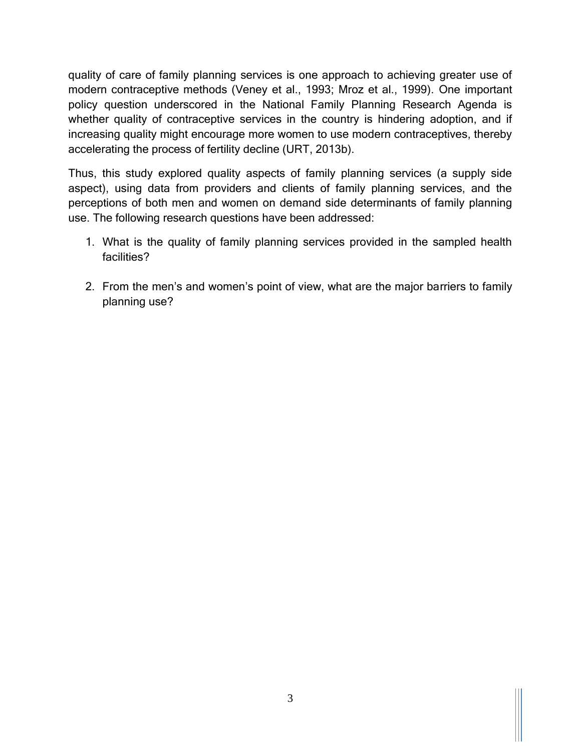quality of care of family planning services is one approach to achieving greater use of modern contraceptive methods (Veney et al., 1993; Mroz et al., 1999). One important policy question underscored in the National Family Planning Research Agenda is whether quality of contraceptive services in the country is hindering adoption, and if increasing quality might encourage more women to use modern contraceptives, thereby accelerating the process of fertility decline (URT, 2013b).

Thus, this study explored quality aspects of family planning services (a supply side aspect), using data from providers and clients of family planning services, and the perceptions of both men and women on demand side determinants of family planning use. The following research questions have been addressed:

1. What is the quality of family planning services provided in the sampled health facilities?

2. From the men's and women's point of view, what are the major barriers to family planning use?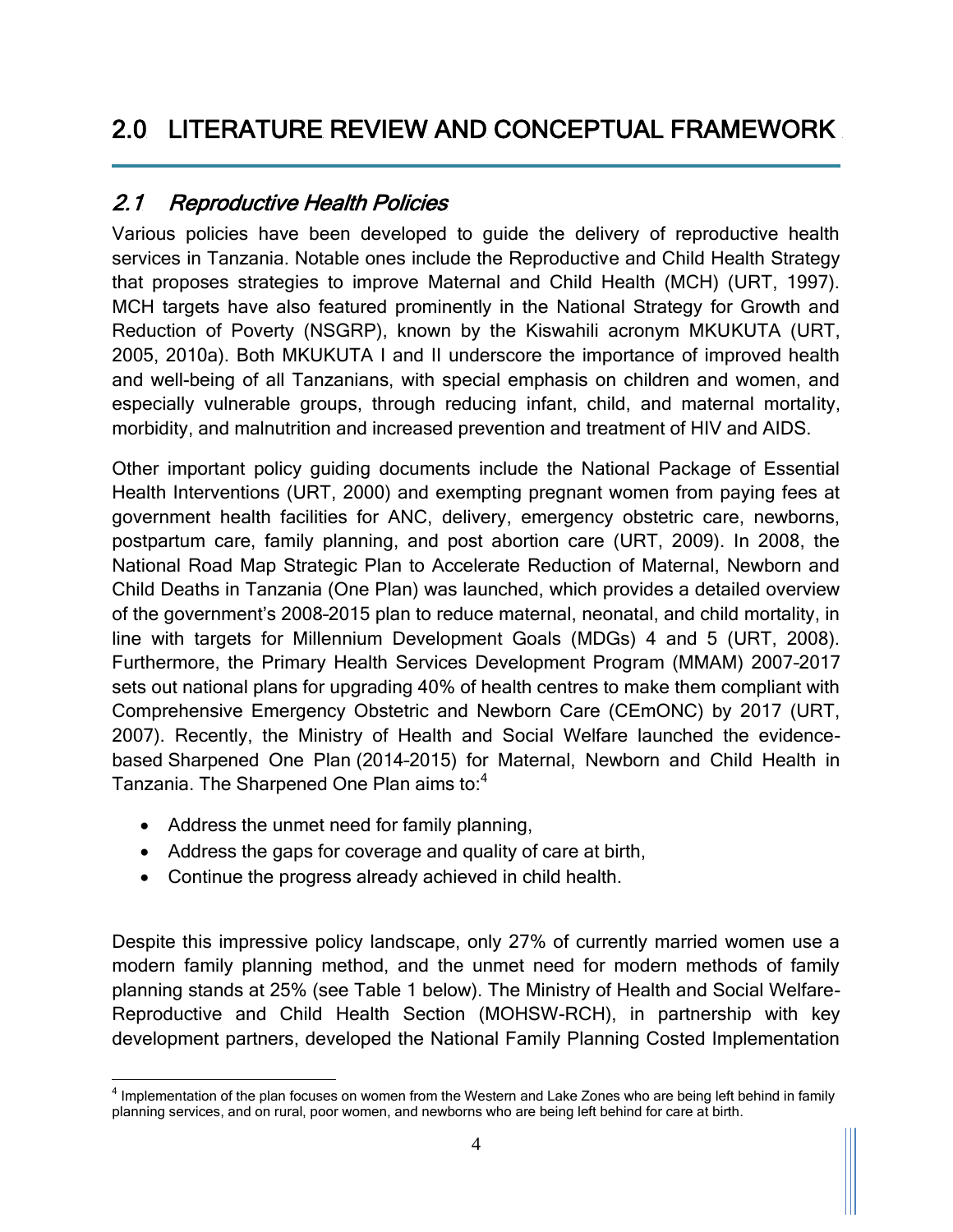# 2.0 LITERATURE REVIEW AND CONCEPTUAL FRAMEWORK

## *2.1 Reproductive Health Policies*

Various policies have been developed to guide the delivery of reproductive health services in Tanzania. Notable ones include the Reproductive and Child Health Strategy that proposes strategies to improve Maternal and Child Health (MCH) (URT, 1997). MCH targets have also featured prominently in the National Strategy for Growth and Reduction of Poverty (NSGRP), known by the Kiswahili acronym MKUKUTA (URT, 2005, 2010a). Both MKUKUTA I and II underscore the importance of improved health and well-being of all Tanzanians, with special emphasis on children and women, and especially vulnerable groups, through reducing infant, child, and maternal mortality, morbidity, and malnutrition and increased prevention and treatment of HIV and AIDS.

Other important policy guiding documents include the National Package of Essential Health Interventions (URT, 2000) and exempting pregnant women from paying fees at government health facilities for ANC, delivery, emergency obstetric care, newborns, postpartum care, family planning, and post abortion care (URT, 2009). In 2008, the National Road Map Strategic Plan to Accelerate Reduction of Maternal, Newborn and Child Deaths in Tanzania (One Plan) was launched, which provides a detailed overview of the government's 2008-2015 plan to reduce maternal, neonatal, and child mortality, in line with targets for Millennium Development Goals (MDGs) 4 and 5 (URT, 2008). Furthermore, the Primary Health Services Development Program (MMAM) 2007-2017 sets out national plans for upgrading 40% of health centres to make them compliant with Comprehensive Emergency Obstetric and Newborn Care (CEmONC) by 2017 (URT, 2007). Recently, the Ministry of Health and Social Welfare launched the evidence-based Sharpened One Plan (2014-2015) for Maternal, Newborn and Child Health in Tanzania. The Sharpened One Plan aims to:[4]

- Address the unmet need for family planning,
- Address the gaps for coverage and quality of care at birth,
- Continue the progress already achieved in child health.

Despite this impressive policy landscape, only 27% of currently married women use a modern family planning method, and the unmet need for modern methods of family planning stands at 25% (see Table 1 below). The Ministry of Health and Social Welfare-Reproductive and Child Health Section (MOHSW-RCH), in partnership with key development partners, developed the National Family Planning Costed Implementation

[4] Implementation of the plan focuses on women from the Western and Lake Zones who are being left behind in family planning services, and on rural, poor women, and newborns who are being left behind for care at birth.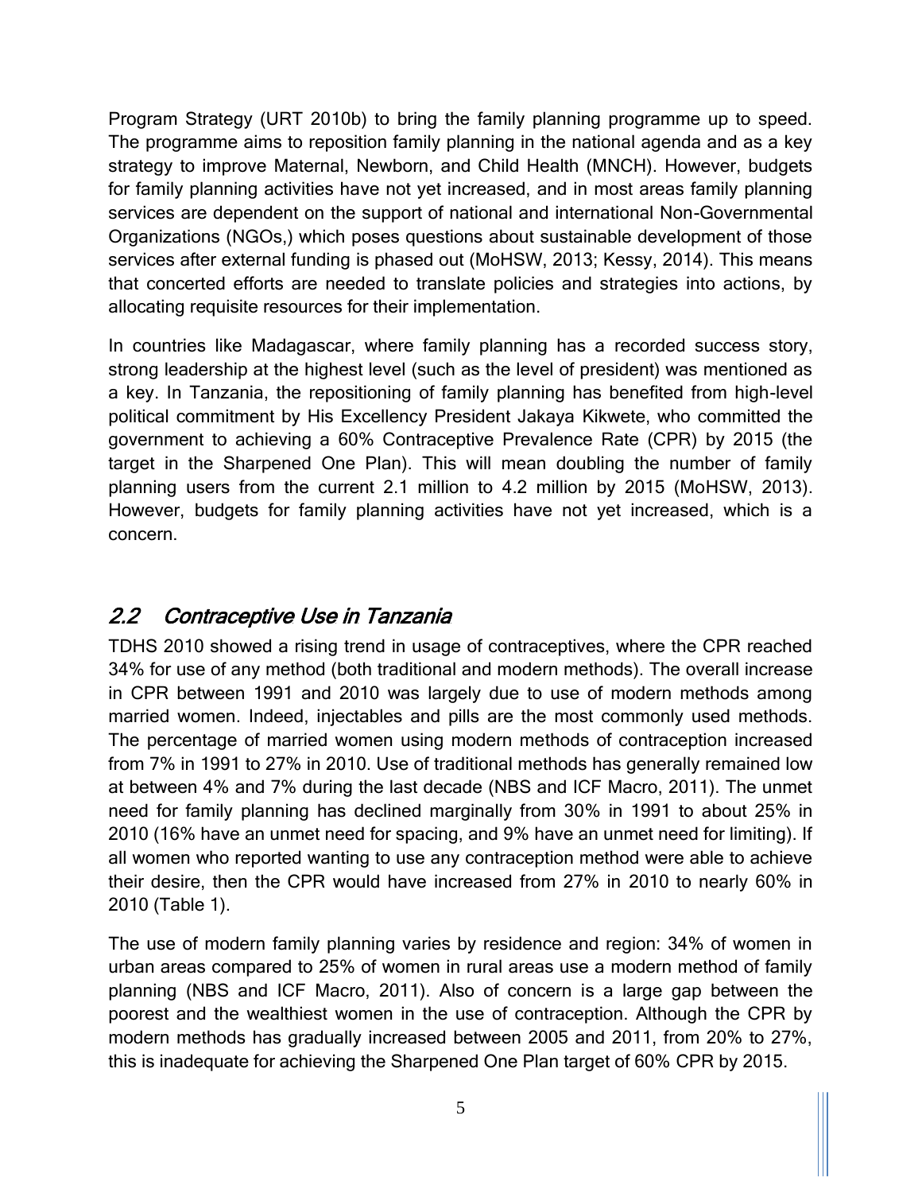Program Strategy (URT 2010b) to bring the family planning programme up to speed. The programme aims to reposition family planning in the national agenda and as a key strategy to improve Maternal, Newborn, and Child Health (MNCH). However, budgets for family planning activities have not yet increased, and in most areas family planning services are dependent on the support of national and international Non-Governmental Organizations (NGOs,) which poses questions about sustainable development of those services after external funding is phased out (MoHSW, 2013; Kessy, 2014). This means that concerted efforts are needed to translate policies and strategies into actions, by allocating requisite resources for their implementation.

In countries like Madagascar, where family planning has a recorded success story, strong leadership at the highest level (such as the level of president) was mentioned as a key. In Tanzania, the repositioning of family planning has benefited from high-level political commitment by His Excellency President Jakaya Kikwete, who committed the government to achieving a 60% Contraceptive Prevalence Rate (CPR) by 2015 (the target in the Sharpened One Plan). This will mean doubling the number of family planning users from the current 2.1 million to 4.2 million by 2015 (MoHSW, 2013). However, budgets for family planning activities have not yet increased, which is a concern.

## *2.2 Contraceptive Use in Tanzania*

TDHS 2010 showed a rising trend in usage of contraceptives, where the CPR reached 34% for use of any method (both traditional and modern methods). The overall increase in CPR between 1991 and 2010 was largely due to use of modern methods among married women. Indeed, injectables and pills are the most commonly used methods. The percentage of married women using modern methods of contraception increased from 7% in 1991 to 27% in 2010. Use of traditional methods has generally remained low at between 4% and 7% during the last decade (NBS and ICF Macro, 2011). The unmet need for family planning has declined marginally from 30% in 1991 to about 25% in 2010 (16% have an unmet need for spacing, and 9% have an unmet need for limiting). If all women who reported wanting to use any contraception method were able to achieve their desire, then the CPR would have increased from 27% in 2010 to nearly 60% in 2010 (Table 1).

The use of modern family planning varies by residence and region: 34% of women in urban areas compared to 25% of women in rural areas use a modern method of family planning (NBS and ICF Macro, 2011). Also of concern is a large gap between the poorest and the wealthiest women in the use of contraception. Although the CPR by modern methods has gradually increased between 2005 and 2011, from 20% to 27%, this is inadequate for achieving the Sharpened One Plan target of 60% CPR by 2015.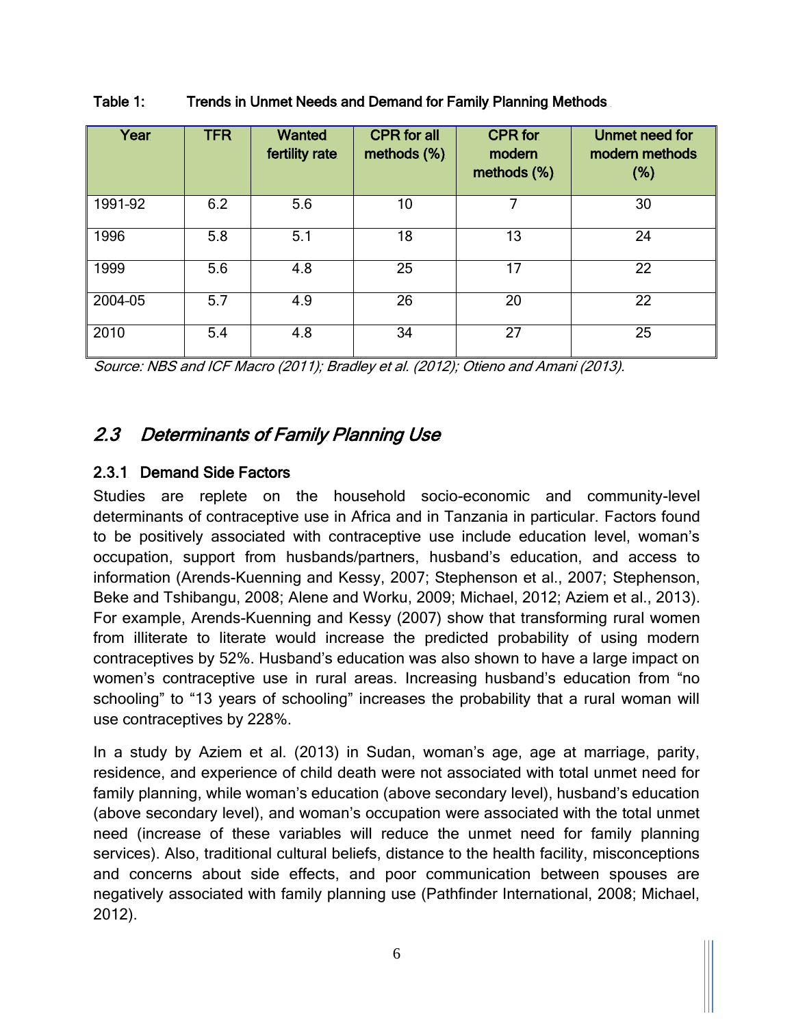Table 1: Trends in Unmet Needs and Demand for Family Planning Methods

| Year | TFR | Wanted fertility rate | CPR for all methods (%) | CPR for modern methods (%) | Unmet need for modern methods (%) |
|---|---|---|---|---|---|
| 1991-92 | 6.2 | 5.6 | 10 | 7 | 30 |
| 1996 | 5.8 | 5.1 | 18 | 13 | 24 |
| 1999 | 5.6 | 4.8 | 25 | 17 | 22 |
| 2004-05 | 5.7 | 4.9 | 26 | 20 | 22 |
| 2010 | 5.4 | 4.8 | 34 | 27 | 25 |

*Source: NBS and ICF Macro (2011); Bradley et al. (2012); Otieno and Amani (2013).*

## *2.3 Determinants of Family Planning Use*

### 2.3.1 Demand Side Factors

Studies are replete on the household socio-economic and community-level determinants of contraceptive use in Africa and in Tanzania in particular. Factors found to be positively associated with contraceptive use include education level, woman's occupation, support from husbands/partners, husband's education, and access to information (Arends-Kuenning and Kessy, 2007; Stephenson et al., 2007; Stephenson, Beke and Tshibangu, 2008; Alene and Worku, 2009; Michael, 2012; Aziem et al., 2013). For example, Arends-Kuenning and Kessy (2007) show that transforming rural women from illiterate to literate would increase the predicted probability of using modern contraceptives by 52%. Husband's education was also shown to have a large impact on women's contraceptive use in rural areas. Increasing husband's education from "no schooling" to "13 years of schooling" increases the probability that a rural woman will use contraceptives by 228%.

In a study by Aziem et al. (2013) in Sudan, woman's age, age at marriage, parity, residence, and experience of child death were not associated with total unmet need for family planning, while woman's education (above secondary level), husband's education (above secondary level), and woman's occupation were associated with the total unmet need (increase of these variables will reduce the unmet need for family planning services). Also, traditional cultural beliefs, distance to the health facility, misconceptions and concerns about side effects, and poor communication between spouses are negatively associated with family planning use (Pathfinder International, 2008; Michael, 2012).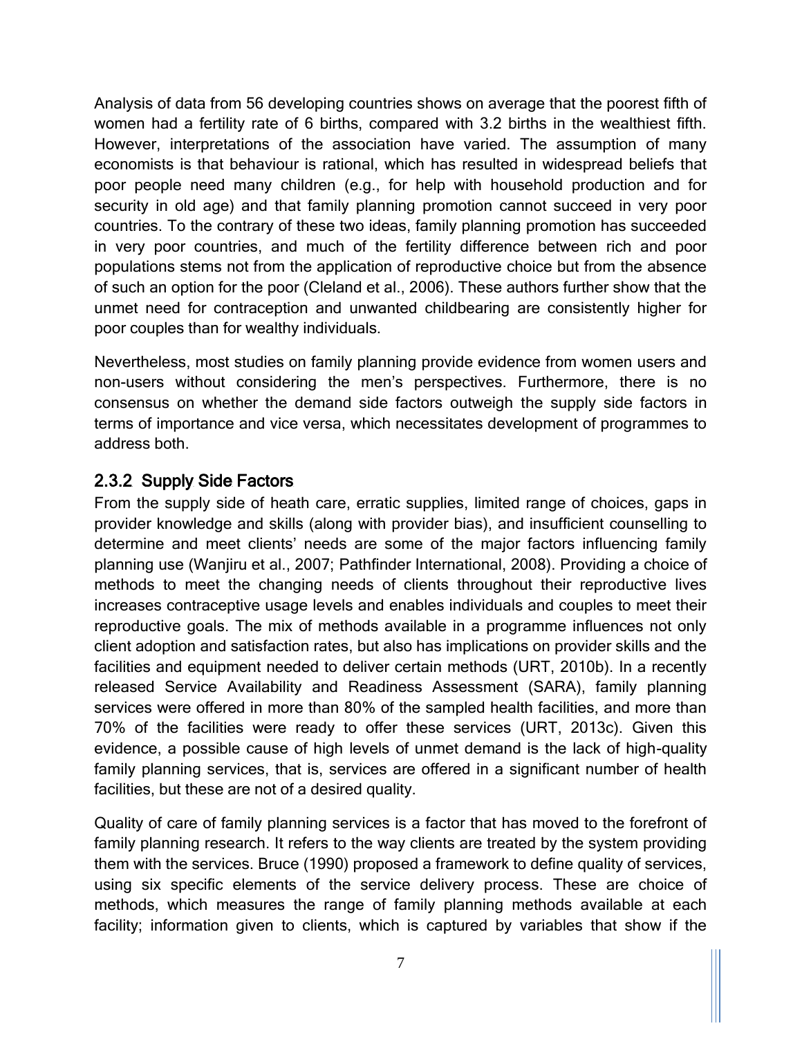Analysis of data from 56 developing countries shows on average that the poorest fifth of women had a fertility rate of 6 births, compared with 3.2 births in the wealthiest fifth. However, interpretations of the association have varied. The assumption of many economists is that behaviour is rational, which has resulted in widespread beliefs that poor people need many children (e.g., for help with household production and for security in old age) and that family planning promotion cannot succeed in very poor countries. To the contrary of these two ideas, family planning promotion has succeeded in very poor countries, and much of the fertility difference between rich and poor populations stems not from the application of reproductive choice but from the absence of such an option for the poor (Cleland et al., 2006). These authors further show that the unmet need for contraception and unwanted childbearing are consistently higher for poor couples than for wealthy individuals.

Nevertheless, most studies on family planning provide evidence from women users and non-users without considering the men's perspectives. Furthermore, there is no consensus on whether the demand side factors outweigh the supply side factors in terms of importance and vice versa, which necessitates development of programmes to address both.

### 2.3.2 Supply Side Factors

From the supply side of heath care, erratic supplies, limited range of choices, gaps in provider knowledge and skills (along with provider bias), and insufficient counselling to determine and meet clients' needs are some of the major factors influencing family planning use (Wanjiru et al., 2007; Pathfinder International, 2008). Providing a choice of methods to meet the changing needs of clients throughout their reproductive lives increases contraceptive usage levels and enables individuals and couples to meet their reproductive goals. The mix of methods available in a programme influences not only client adoption and satisfaction rates, but also has implications on provider skills and the facilities and equipment needed to deliver certain methods (URT, 2010b). In a recently released Service Availability and Readiness Assessment (SARA), family planning services were offered in more than 80% of the sampled health facilities, and more than 70% of the facilities were ready to offer these services (URT, 2013c). Given this evidence, a possible cause of high levels of unmet demand is the lack of high-quality family planning services, that is, services are offered in a significant number of health facilities, but these are not of a desired quality.

Quality of care of family planning services is a factor that has moved to the forefront of family planning research. It refers to the way clients are treated by the system providing them with the services. Bruce (1990) proposed a framework to define quality of services, using six specific elements of the service delivery process. These are choice of methods, which measures the range of family planning methods available at each facility; information given to clients, which is captured by variables that show if the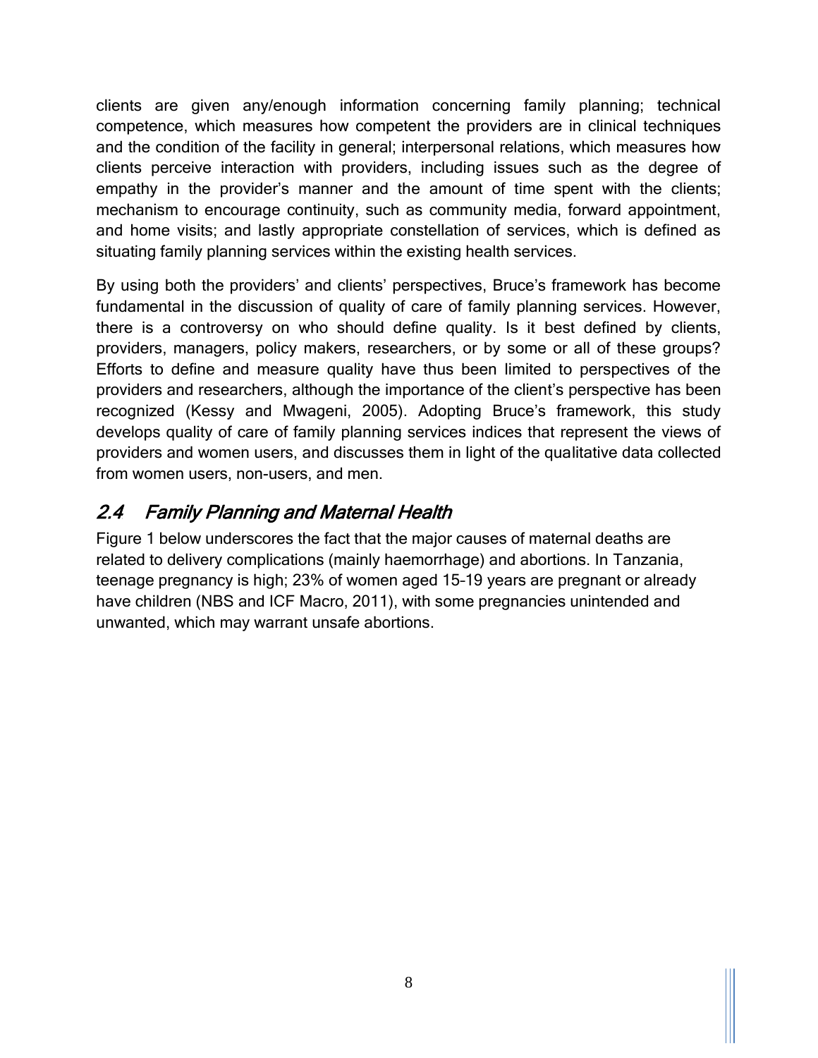clients are given any/enough information concerning family planning; technical competence, which measures how competent the providers are in clinical techniques and the condition of the facility in general; interpersonal relations, which measures how clients perceive interaction with providers, including issues such as the degree of empathy in the provider's manner and the amount of time spent with the clients; mechanism to encourage continuity, such as community media, forward appointment, and home visits; and lastly appropriate constellation of services, which is defined as situating family planning services within the existing health services.

By using both the providers' and clients' perspectives, Bruce's framework has become fundamental in the discussion of quality of care of family planning services. However, there is a controversy on who should define quality. Is it best defined by clients, providers, managers, policy makers, researchers, or by some or all of these groups? Efforts to define and measure quality have thus been limited to perspectives of the providers and researchers, although the importance of the client's perspective has been recognized (Kessy and Mwageni, 2005). Adopting Bruce's framework, this study develops quality of care of family planning services indices that represent the views of providers and women users, and discusses them in light of the qualitative data collected from women users, non-users, and men.

## *2.4 Family Planning and Maternal Health*

Figure 1 below underscores the fact that the major causes of maternal deaths are related to delivery complications (mainly haemorrhage) and abortions. In Tanzania, teenage pregnancy is high; 23% of women aged 15–19 years are pregnant or already have children (NBS and ICF Macro, 2011), with some pregnancies unintended and unwanted, which may warrant unsafe abortions.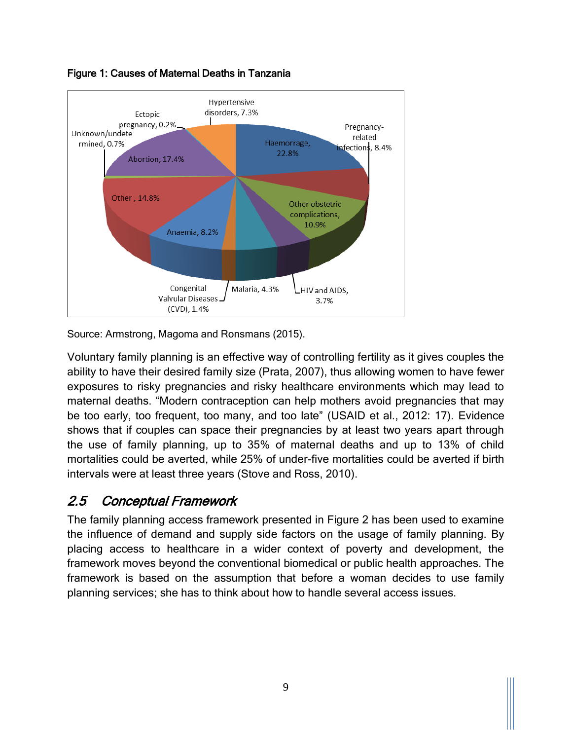**Figure 1: Causes of Maternal Deaths in Tanzania**

Source: Armstrong, Magoma and Ronsmans (2015).

Voluntary family planning is an effective way of controlling fertility as it gives couples the ability to have their desired family size (Prata, 2007), thus allowing women to have fewer exposures to risky pregnancies and risky healthcare environments which may lead to maternal deaths. "Modern contraception can help mothers avoid pregnancies that may be too early, too frequent, too many, and too late" (USAID et al., 2012: 17). Evidence shows that if couples can space their pregnancies by at least two years apart through the use of family planning, up to 35% of maternal deaths and up to 13% of child mortalities could be averted, while 25% of under-five mortalities could be averted if birth intervals were at least three years (Stove and Ross, 2010).

## *2.5 Conceptual Framework*

The family planning access framework presented in Figure 2 has been used to examine the influence of demand and supply side factors on the usage of family planning. By placing access to healthcare in a wider context of poverty and development, the framework moves beyond the conventional biomedical or public health approaches. The framework is based on the assumption that before a woman decides to use family planning services; she has to think about how to handle several access issues.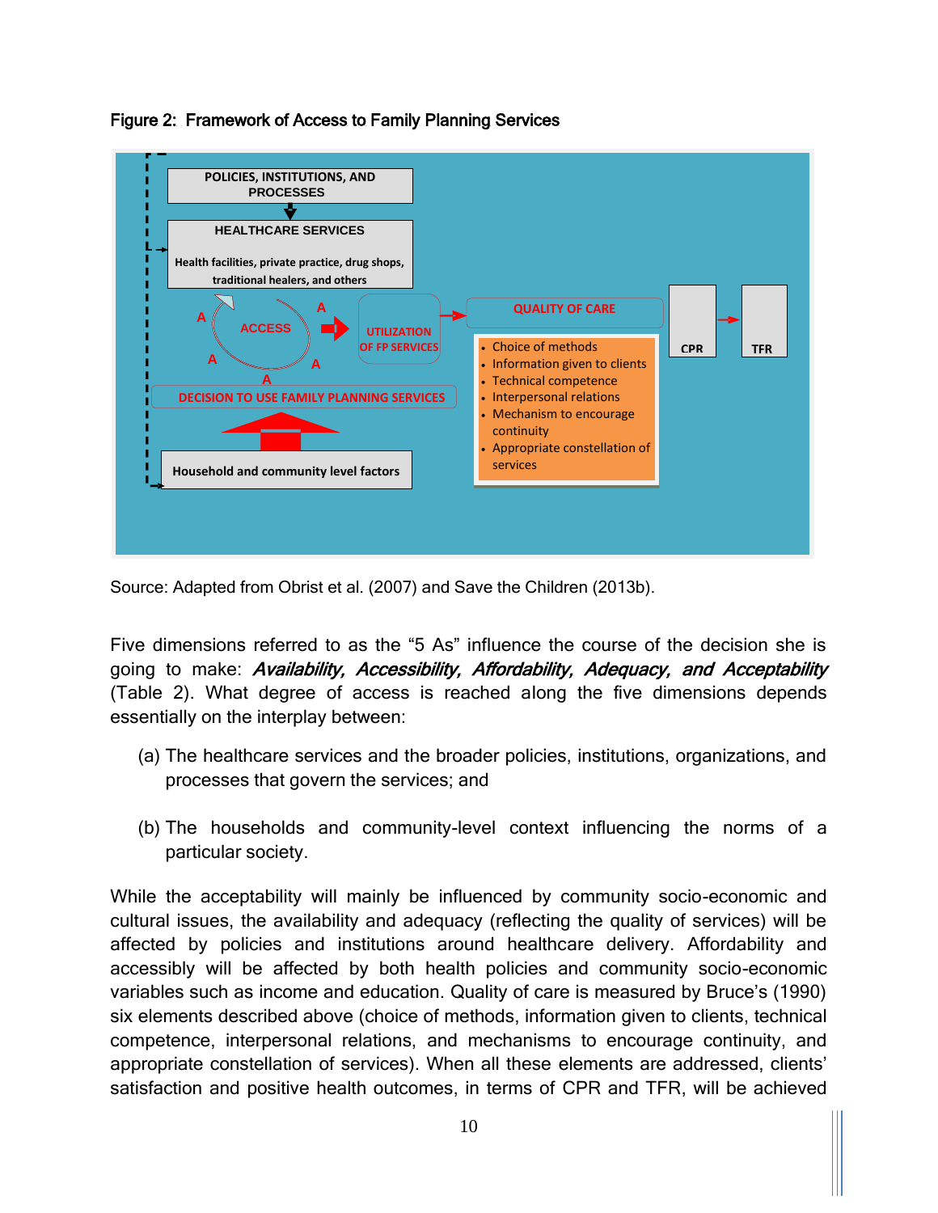Figure 2: Framework of Access to Family Planning Services

POLICIES, INSTITUTIONS, AND PROCESSES

HEALTHCARE SERVICES

Health facilities, private practice, drug shops, traditional healers, and others

ACCESS

A A A A A

UTILIZATION OF FP SERVICES

QUALITY OF CARE

- Choice of methods
- Information given to clients
- Technical competence
- Interpersonal relations
- Mechanism to encourage continuity
- Appropriate constellation of services

CPR

TFR

DECISION TO USE FAMILY PLANNING SERVICES

Household and community level factors

Source: Adapted from Obrist et al. (2007) and Save the Children (2013b).

Five dimensions referred to as the "5 As" influence the course of the decision she is going to make: ***Availability, Accessibility, Affordability, Adequacy, and Acceptability*** (Table 2). What degree of access is reached along the five dimensions depends essentially on the interplay between:

(a) The healthcare services and the broader policies, institutions, organizations, and processes that govern the services; and

(b) The households and community-level context influencing the norms of a particular society.

While the acceptability will mainly be influenced by community socio-economic and cultural issues, the availability and adequacy (reflecting the quality of services) will be affected by policies and institutions around healthcare delivery. Affordability and accessibly will be affected by both health policies and community socio-economic variables such as income and education. Quality of care is measured by Bruce's (1990) six elements described above (choice of methods, information given to clients, technical competence, interpersonal relations, and mechanisms to encourage continuity, and appropriate constellation of services). When all these elements are addressed, clients' satisfaction and positive health outcomes, in terms of CPR and TFR, will be achieved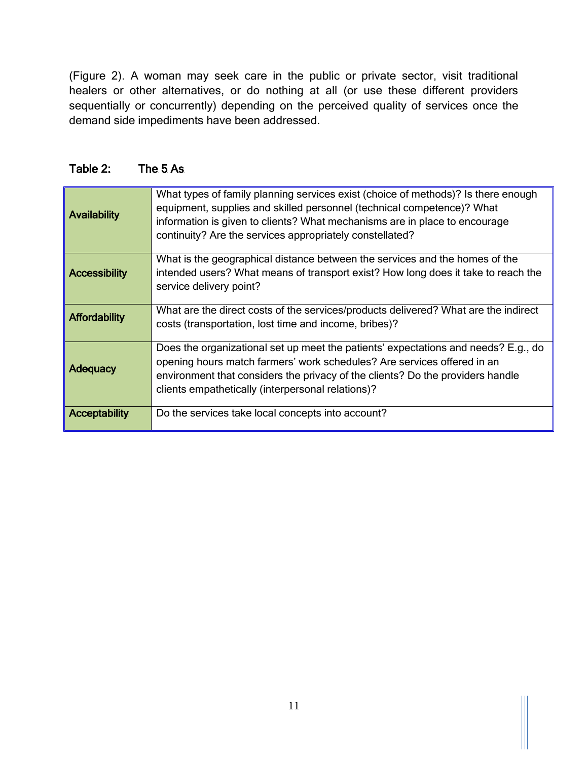(Figure 2). A woman may seek care in the public or private sector, visit traditional healers or other alternatives, or do nothing at all (or use these different providers sequentially or concurrently) depending on the perceived quality of services once the demand side impediments have been addressed.

**Table 2: The 5 As**

| | |
|---|---|
| **Availability** | What types of family planning services exist (choice of methods)? Is there enough equipment, supplies and skilled personnel (technical competence)? What information is given to clients? What mechanisms are in place to encourage continuity? Are the services appropriately constellated? |
| **Accessibility** | What is the geographical distance between the services and the homes of the intended users? What means of transport exist? How long does it take to reach the service delivery point? |
| **Affordability** | What are the direct costs of the services/products delivered? What are the indirect costs (transportation, lost time and income, bribes)? |
| **Adequacy** | Does the organizational set up meet the patients' expectations and needs? E.g., do opening hours match farmers' work schedules? Are services offered in an environment that considers the privacy of the clients? Do the providers handle clients empathetically (interpersonal relations)? |
| **Acceptability** | Do the services take local concepts into account? |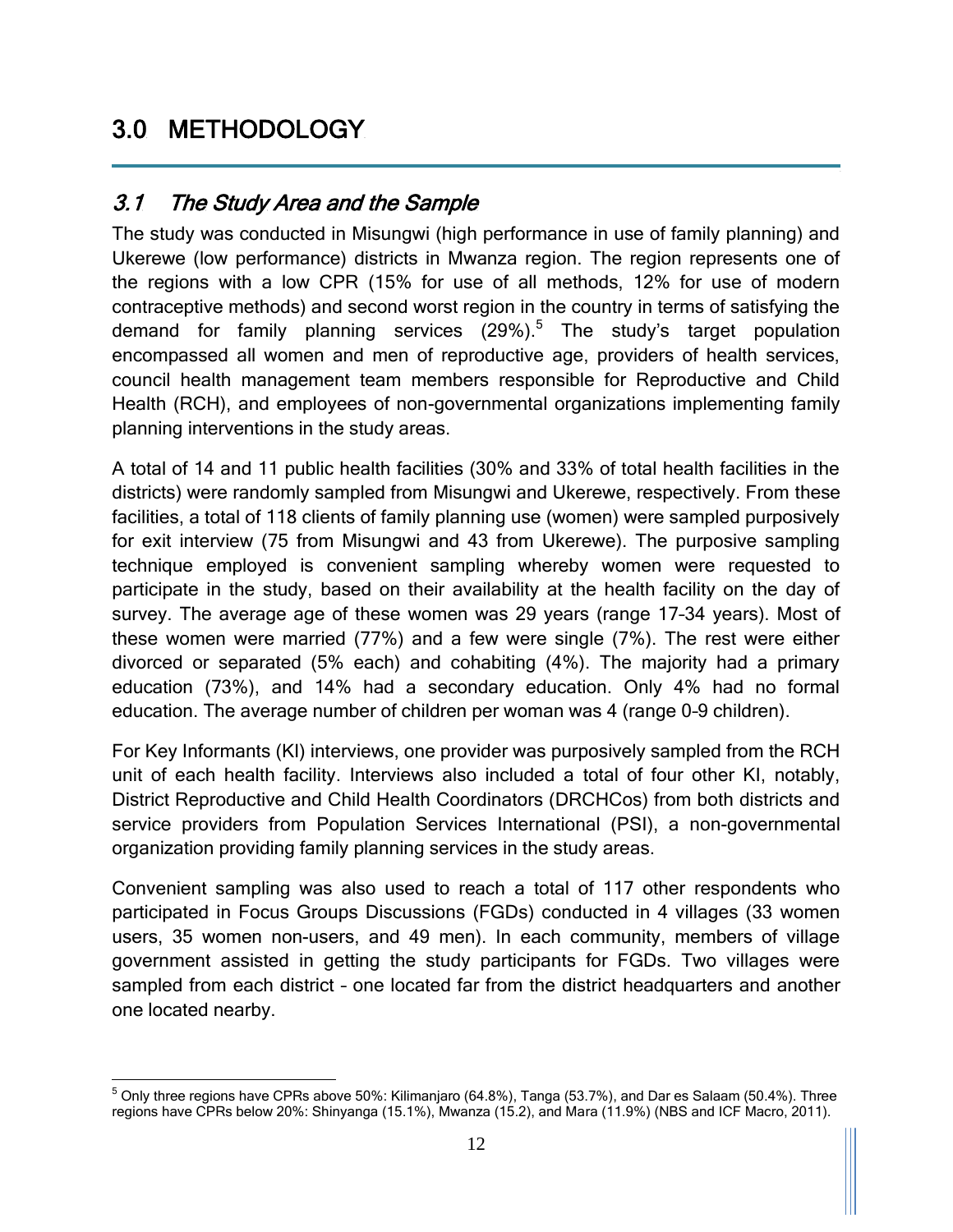# 3.0 METHODOLOGY

## *3.1 The Study Area and the Sample*

The study was conducted in Misungwi (high performance in use of family planning) and Ukerewe (low performance) districts in Mwanza region. The region represents one of the regions with a low CPR (15% for use of all methods, 12% for use of modern contraceptive methods) and second worst region in the country in terms of satisfying the demand for family planning services (29%).[5] The study's target population encompassed all women and men of reproductive age, providers of health services, council health management team members responsible for Reproductive and Child Health (RCH), and employees of non-governmental organizations implementing family planning interventions in the study areas.

A total of 14 and 11 public health facilities (30% and 33% of total health facilities in the districts) were randomly sampled from Misungwi and Ukerewe, respectively. From these facilities, a total of 118 clients of family planning use (women) were sampled purposively for exit interview (75 from Misungwi and 43 from Ukerewe). The purposive sampling technique employed is convenient sampling whereby women were requested to participate in the study, based on their availability at the health facility on the day of survey. The average age of these women was 29 years (range 17-34 years). Most of these women were married (77%) and a few were single (7%). The rest were either divorced or separated (5% each) and cohabiting (4%). The majority had a primary education (73%), and 14% had a secondary education. Only 4% had no formal education. The average number of children per woman was 4 (range 0-9 children).

For Key Informants (KI) interviews, one provider was purposively sampled from the RCH unit of each health facility. Interviews also included a total of four other KI, notably, District Reproductive and Child Health Coordinators (DRCHCos) from both districts and service providers from Population Services International (PSI), a non-governmental organization providing family planning services in the study areas.

Convenient sampling was also used to reach a total of 117 other respondents who participated in Focus Groups Discussions (FGDs) conducted in 4 villages (33 women users, 35 women non-users, and 49 men). In each community, members of village government assisted in getting the study participants for FGDs. Two villages were sampled from each district – one located far from the district headquarters and another one located nearby.

---

[5] Only three regions have CPRs above 50%: Kilimanjaro (64.8%), Tanga (53.7%), and Dar es Salaam (50.4%). Three regions have CPRs below 20%: Shinyanga (15.1%), Mwanza (15.2), and Mara (11.9%) (NBS and ICF Macro, 2011).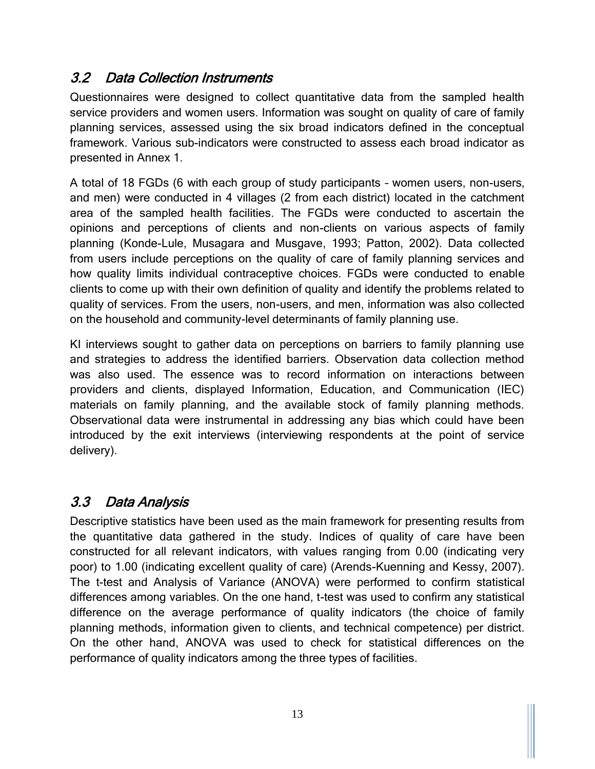## *3.2 Data Collection Instruments*

Questionnaires were designed to collect quantitative data from the sampled health service providers and women users. Information was sought on quality of care of family planning services, assessed using the six broad indicators defined in the conceptual framework. Various sub-indicators were constructed to assess each broad indicator as presented in Annex 1.

A total of 18 FGDs (6 with each group of study participants – women users, non-users, and men) were conducted in 4 villages (2 from each district) located in the catchment area of the sampled health facilities. The FGDs were conducted to ascertain the opinions and perceptions of clients and non-clients on various aspects of family planning (Konde-Lule, Musagara and Musgave, 1993; Patton, 2002). Data collected from users include perceptions on the quality of care of family planning services and how quality limits individual contraceptive choices. FGDs were conducted to enable clients to come up with their own definition of quality and identify the problems related to quality of services. From the users, non-users, and men, information was also collected on the household and community-level determinants of family planning use.

KI interviews sought to gather data on perceptions on barriers to family planning use and strategies to address the identified barriers. Observation data collection method was also used. The essence was to record information on interactions between providers and clients, displayed Information, Education, and Communication (IEC) materials on family planning, and the available stock of family planning methods. Observational data were instrumental in addressing any bias which could have been introduced by the exit interviews (interviewing respondents at the point of service delivery).

## *3.3 Data Analysis*

Descriptive statistics have been used as the main framework for presenting results from the quantitative data gathered in the study. Indices of quality of care have been constructed for all relevant indicators, with values ranging from 0.00 (indicating very poor) to 1.00 (indicating excellent quality of care) (Arends-Kuenning and Kessy, 2007). The t-test and Analysis of Variance (ANOVA) were performed to confirm statistical differences among variables. On the one hand, t-test was used to confirm any statistical difference on the average performance of quality indicators (the choice of family planning methods, information given to clients, and technical competence) per district. On the other hand, ANOVA was used to check for statistical differences on the performance of quality indicators among the three types of facilities.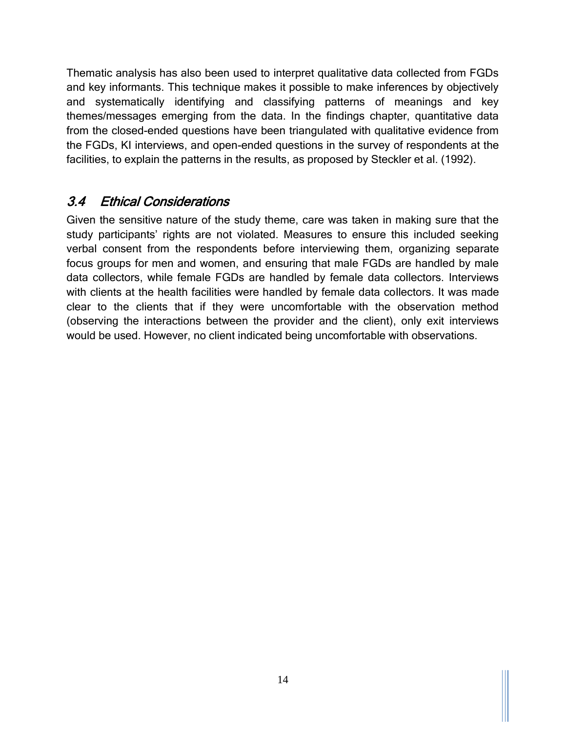Thematic analysis has also been used to interpret qualitative data collected from FGDs and key informants. This technique makes it possible to make inferences by objectively and systematically identifying and classifying patterns of meanings and key themes/messages emerging from the data. In the findings chapter, quantitative data from the closed-ended questions have been triangulated with qualitative evidence from the FGDs, KI interviews, and open-ended questions in the survey of respondents at the facilities, to explain the patterns in the results, as proposed by Steckler et al. (1992).

## *3.4 Ethical Considerations*

Given the sensitive nature of the study theme, care was taken in making sure that the study participants' rights are not violated. Measures to ensure this included seeking verbal consent from the respondents before interviewing them, organizing separate focus groups for men and women, and ensuring that male FGDs are handled by male data collectors, while female FGDs are handled by female data collectors. Interviews with clients at the health facilities were handled by female data collectors. It was made clear to the clients that if they were uncomfortable with the observation method (observing the interactions between the provider and the client), only exit interviews would be used. However, no client indicated being uncomfortable with observations.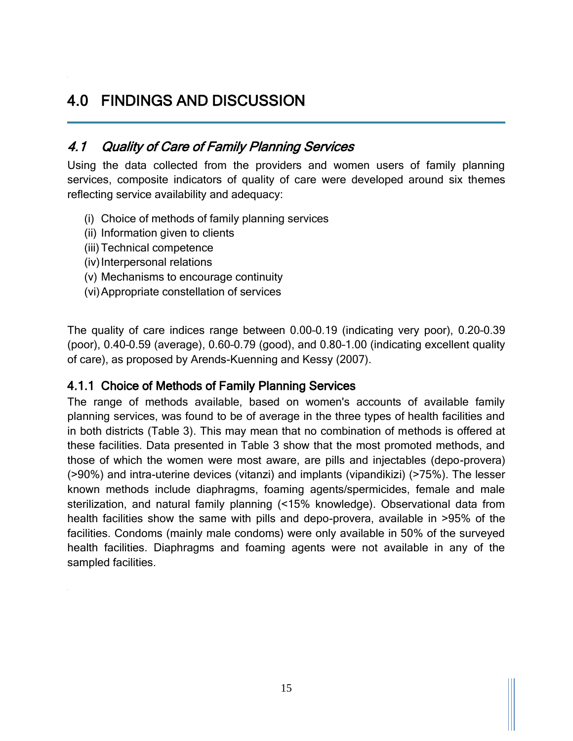# 4.0 FINDINGS AND DISCUSSION

## *4.1 Quality of Care of Family Planning Services*

Using the data collected from the providers and women users of family planning services, composite indicators of quality of care were developed around six themes reflecting service availability and adequacy:

(i) Choice of methods of family planning services
(ii) Information given to clients
(iii) Technical competence
(iv) Interpersonal relations
(v) Mechanisms to encourage continuity
(vi) Appropriate constellation of services

The quality of care indices range between 0.00-0.19 (indicating very poor), 0.20-0.39 (poor), 0.40-0.59 (average), 0.60-0.79 (good), and 0.80-1.00 (indicating excellent quality of care), as proposed by Arends-Kuenning and Kessy (2007).

### 4.1.1 Choice of Methods of Family Planning Services

The range of methods available, based on women's accounts of available family planning services, was found to be of average in the three types of health facilities and in both districts (Table 3). This may mean that no combination of methods is offered at these facilities. Data presented in Table 3 show that the most promoted methods, and those of which the women were most aware, are pills and injectables (depo-provera) (>90%) and intra-uterine devices (vitanzi) and implants (vipandikizi) (>75%). The lesser known methods include diaphragms, foaming agents/spermicides, female and male sterilization, and natural family planning (<15% knowledge). Observational data from health facilities show the same with pills and depo-provera, available in >95% of the facilities. Condoms (mainly male condoms) were only available in 50% of the surveyed health facilities. Diaphragms and foaming agents were not available in any of the sampled facilities.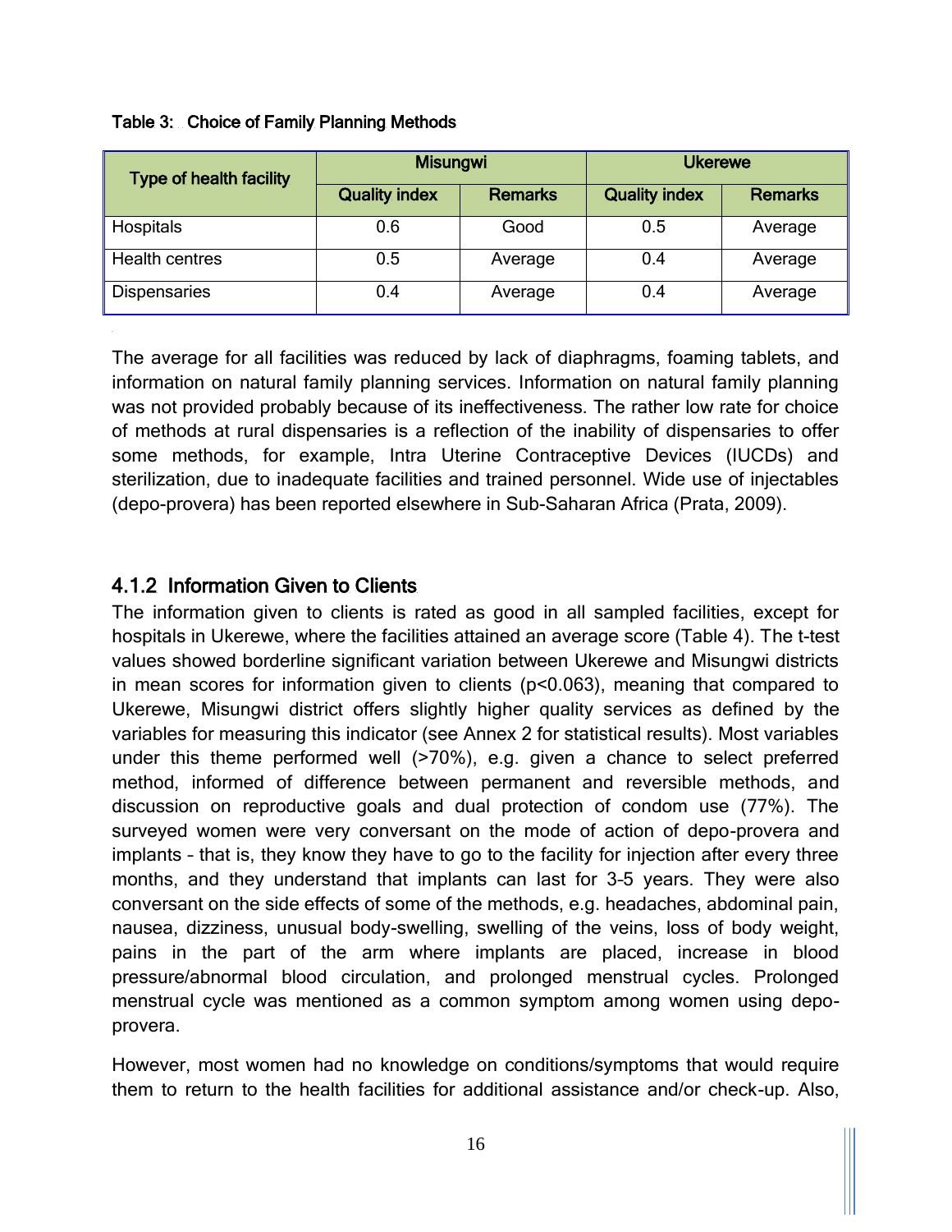Table 3: Choice of Family Planning Methods

| Type of health facility | Misungwi | | Ukerewe | |
|---|---|---|---|---|
| | Quality index | Remarks | Quality index | Remarks |
| Hospitals | 0.6 | Good | 0.5 | Average |
| Health centres | 0.5 | Average | 0.4 | Average |
| Dispensaries | 0.4 | Average | 0.4 | Average |

The average for all facilities was reduced by lack of diaphragms, foaming tablets, and information on natural family planning services. Information on natural family planning was not provided probably because of its ineffectiveness. The rather low rate for choice of methods at rural dispensaries is a reflection of the inability of dispensaries to offer some methods, for example, Intra Uterine Contraceptive Devices (IUCDs) and sterilization, due to inadequate facilities and trained personnel. Wide use of injectables (depo-provera) has been reported elsewhere in Sub-Saharan Africa (Prata, 2009).

### 4.1.2 Information Given to Clients

The information given to clients is rated as good in all sampled facilities, except for hospitals in Ukerewe, where the facilities attained an average score (Table 4). The t-test values showed borderline significant variation between Ukerewe and Misungwi districts in mean scores for information given to clients ($p<0.063$), meaning that compared to Ukerewe, Misungwi district offers slightly higher quality services as defined by the variables for measuring this indicator (see Annex 2 for statistical results). Most variables under this theme performed well (>70%), e.g. given a chance to select preferred method, informed of difference between permanent and reversible methods, and discussion on reproductive goals and dual protection of condom use (77%). The surveyed women were very conversant on the mode of action of depo-provera and implants – that is, they know they have to go to the facility for injection after every three months, and they understand that implants can last for 3-5 years. They were also conversant on the side effects of some of the methods, e.g. headaches, abdominal pain, nausea, dizziness, unusual body-swelling, swelling of the veins, loss of body weight, pains in the part of the arm where implants are placed, increase in blood pressure/abnormal blood circulation, and prolonged menstrual cycles. Prolonged menstrual cycle was mentioned as a common symptom among women using depo-provera.

However, most women had no knowledge on conditions/symptoms that would require them to return to the health facilities for additional assistance and/or check-up. Also,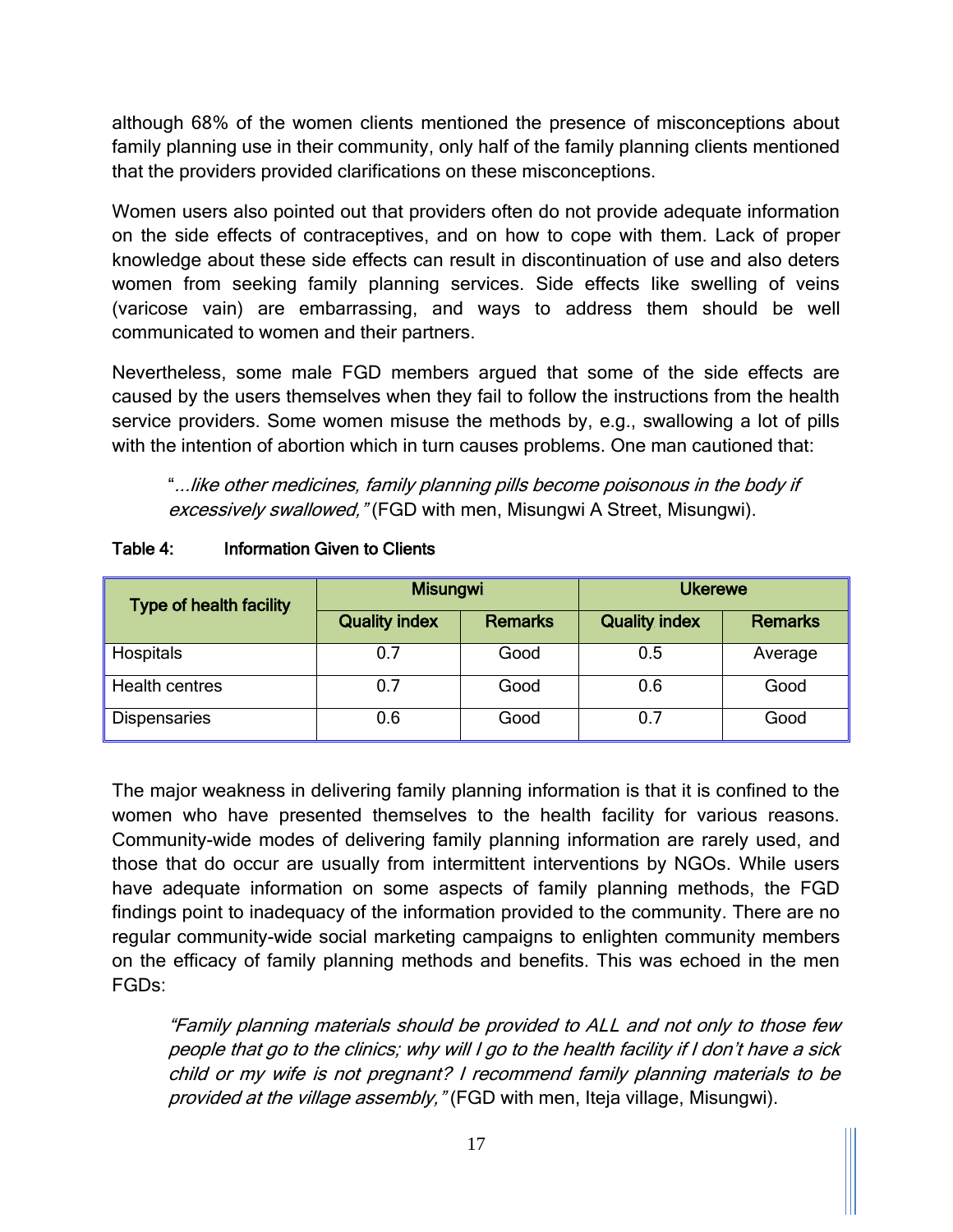although 68% of the women clients mentioned the presence of misconceptions about family planning use in their community, only half of the family planning clients mentioned that the providers provided clarifications on these misconceptions.

Women users also pointed out that providers often do not provide adequate information on the side effects of contraceptives, and on how to cope with them. Lack of proper knowledge about these side effects can result in discontinuation of use and also deters women from seeking family planning services. Side effects like swelling of veins (varicose vain) are embarrassing, and ways to address them should be well communicated to women and their partners.

Nevertheless, some male FGD members argued that some of the side effects are caused by the users themselves when they fail to follow the instructions from the health service providers. Some women misuse the methods by, e.g., swallowing a lot of pills with the intention of abortion which in turn causes problems. One man cautioned that:

> "*...like other medicines, family planning pills become poisonous in the body if excessively swallowed,"* (FGD with men, Misungwi A Street, Misungwi).

**Table 4: Information Given to Clients**

| Type of health facility | Misungwi | | Ukerewe | |
|---|---|---|---|---|
| | **Quality index** | **Remarks** | **Quality index** | **Remarks** |
| Hospitals | 0.7 | Good | 0.5 | Average |
| Health centres | 0.7 | Good | 0.6 | Good |
| Dispensaries | 0.6 | Good | 0.7 | Good |

The major weakness in delivering family planning information is that it is confined to the women who have presented themselves to the health facility for various reasons. Community-wide modes of delivering family planning information are rarely used, and those that do occur are usually from intermittent interventions by NGOs. While users have adequate information on some aspects of family planning methods, the FGD findings point to inadequacy of the information provided to the community. There are no regular community-wide social marketing campaigns to enlighten community members on the efficacy of family planning methods and benefits. This was echoed in the men FGDs:

> *"Family planning materials should be provided to ALL and not only to those few people that go to the clinics; why will I go to the health facility if I don't have a sick child or my wife is not pregnant? I recommend family planning materials to be provided at the village assembly,"* (FGD with men, Iteja village, Misungwi).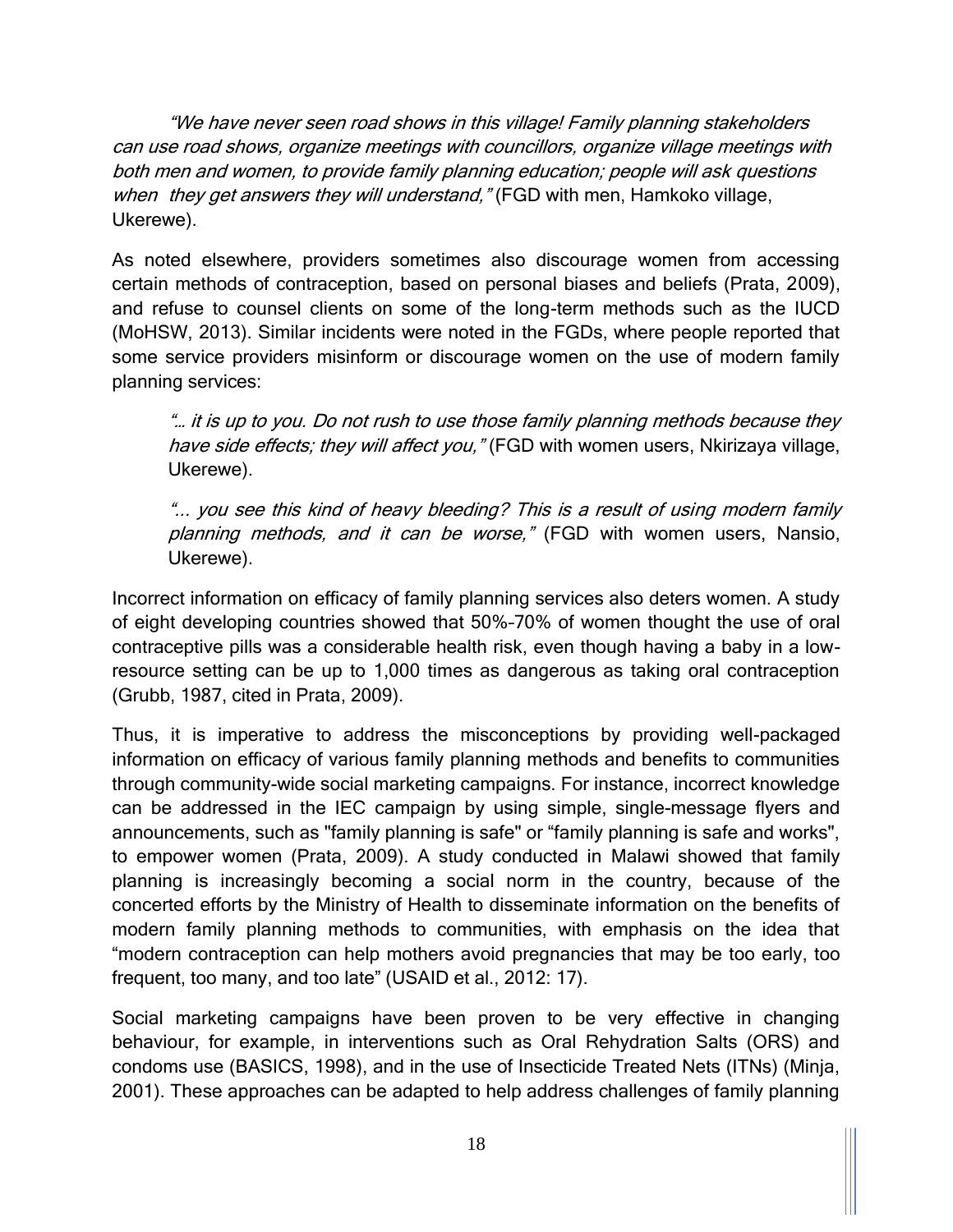*"We have never seen road shows in this village! Family planning stakeholders can use road shows, organize meetings with councillors, organize village meetings with both men and women, to provide family planning education; people will ask questions when they get answers they will understand,"* (FGD with men, Hamkoko village, Ukerewe).

As noted elsewhere, providers sometimes also discourage women from accessing certain methods of contraception, based on personal biases and beliefs (Prata, 2009), and refuse to counsel clients on some of the long-term methods such as the IUCD (MoHSW, 2013). Similar incidents were noted in the FGDs, where people reported that some service providers misinform or discourage women on the use of modern family planning services:

> *"… it is up to you. Do not rush to use those family planning methods because they have side effects; they will affect you,"* (FGD with women users, Nkirizaya village, Ukerewe).
>
> *"... you see this kind of heavy bleeding? This is a result of using modern family planning methods, and it can be worse,"* (FGD with women users, Nansio, Ukerewe).

Incorrect information on efficacy of family planning services also deters women. A study of eight developing countries showed that 50%–70% of women thought the use of oral contraceptive pills was a considerable health risk, even though having a baby in a low-resource setting can be up to 1,000 times as dangerous as taking oral contraception (Grubb, 1987, cited in Prata, 2009).

Thus, it is imperative to address the misconceptions by providing well-packaged information on efficacy of various family planning methods and benefits to communities through community-wide social marketing campaigns. For instance, incorrect knowledge can be addressed in the IEC campaign by using simple, single-message flyers and announcements, such as "family planning is safe" or "family planning is safe and works", to empower women (Prata, 2009). A study conducted in Malawi showed that family planning is increasingly becoming a social norm in the country, because of the concerted efforts by the Ministry of Health to disseminate information on the benefits of modern family planning methods to communities, with emphasis on the idea that "modern contraception can help mothers avoid pregnancies that may be too early, too frequent, too many, and too late" (USAID et al., 2012: 17).

Social marketing campaigns have been proven to be very effective in changing behaviour, for example, in interventions such as Oral Rehydration Salts (ORS) and condoms use (BASICS, 1998), and in the use of Insecticide Treated Nets (ITNs) (Minja, 2001). These approaches can be adapted to help address challenges of family planning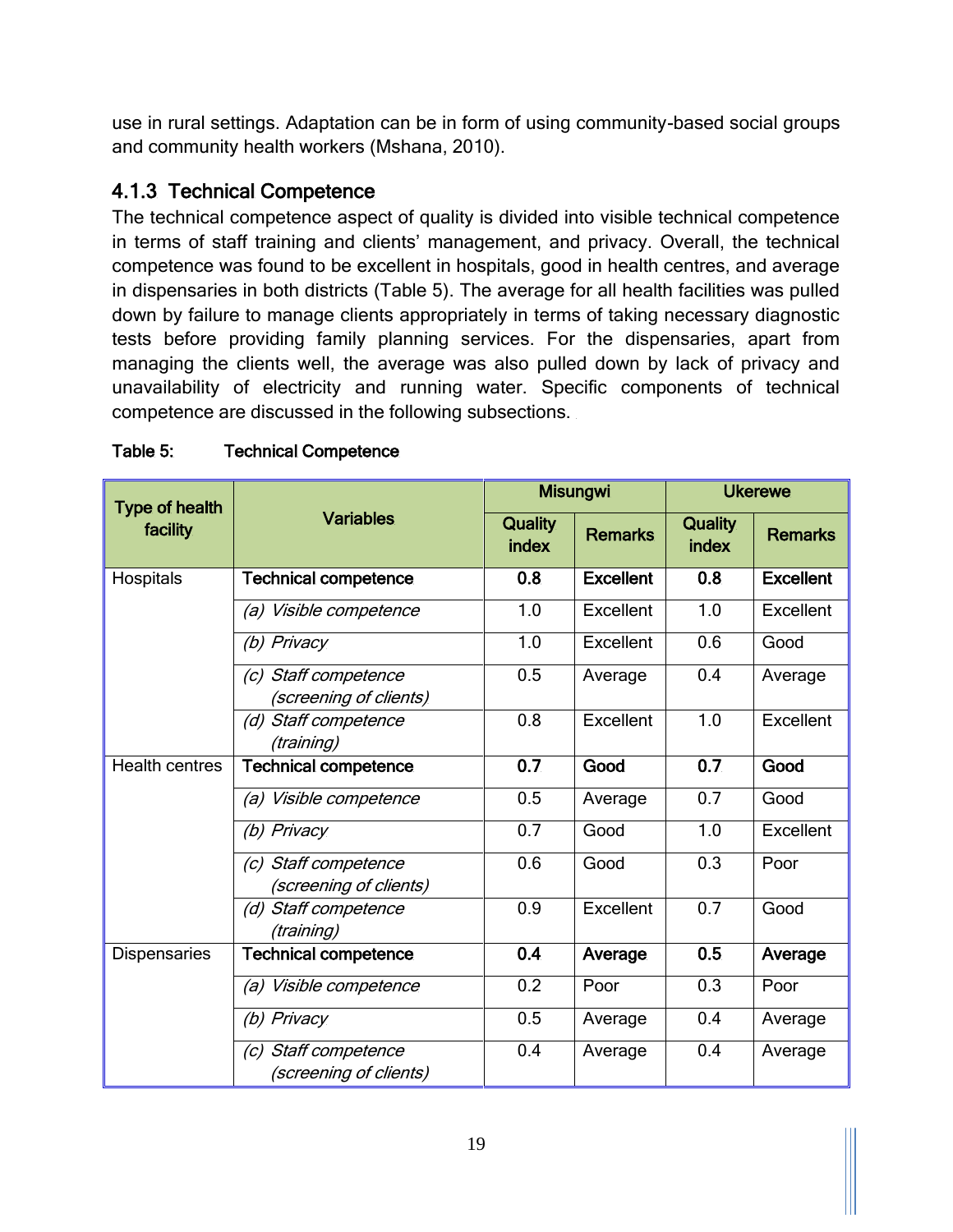use in rural settings. Adaptation can be in form of using community-based social groups and community health workers (Mshana, 2010).

### 4.1.3 Technical Competence

The technical competence aspect of quality is divided into visible technical competence in terms of staff training and clients' management, and privacy. Overall, the technical competence was found to be excellent in hospitals, good in health centres, and average in dispensaries in both districts (Table 5). The average for all health facilities was pulled down by failure to manage clients appropriately in terms of taking necessary diagnostic tests before providing family planning services. For the dispensaries, apart from managing the clients well, the average was also pulled down by lack of privacy and unavailability of electricity and running water. Specific components of technical competence are discussed in the following subsections.

**Table 5: Technical Competence**

| Type of health facility | Variables | Misungwi | | Ukerewe | |
|---|---|---|---|---|---|
| | | Quality index | Remarks | Quality index | Remarks |
| Hospitals | **Technical competence** | **0.8** | **Excellent** | **0.8** | **Excellent** |
| | *(a) Visible competence* | 1.0 | Excellent | 1.0 | Excellent |
| | *(b) Privacy* | 1.0 | Excellent | 0.6 | Good |
| | *(c) Staff competence (screening of clients)* | 0.5 | Average | 0.4 | Average |
| | *(d) Staff competence (training)* | 0.8 | Excellent | 1.0 | Excellent |
| Health centres | **Technical competence** | **0.7** | **Good** | **0.7** | **Good** |
| | *(a) Visible competence* | 0.5 | Average | 0.7 | Good |
| | *(b) Privacy* | 0.7 | Good | 1.0 | Excellent |
| | *(c) Staff competence (screening of clients)* | 0.6 | Good | 0.3 | Poor |
| | *(d) Staff competence (training)* | 0.9 | Excellent | 0.7 | Good |
| Dispensaries | **Technical competence** | **0.4** | **Average** | **0.5** | **Average** |
| | *(a) Visible competence* | 0.2 | Poor | 0.3 | Poor |
| | *(b) Privacy* | 0.5 | Average | 0.4 | Average |
| | *(c) Staff competence (screening of clients)* | 0.4 | Average | 0.4 | Average |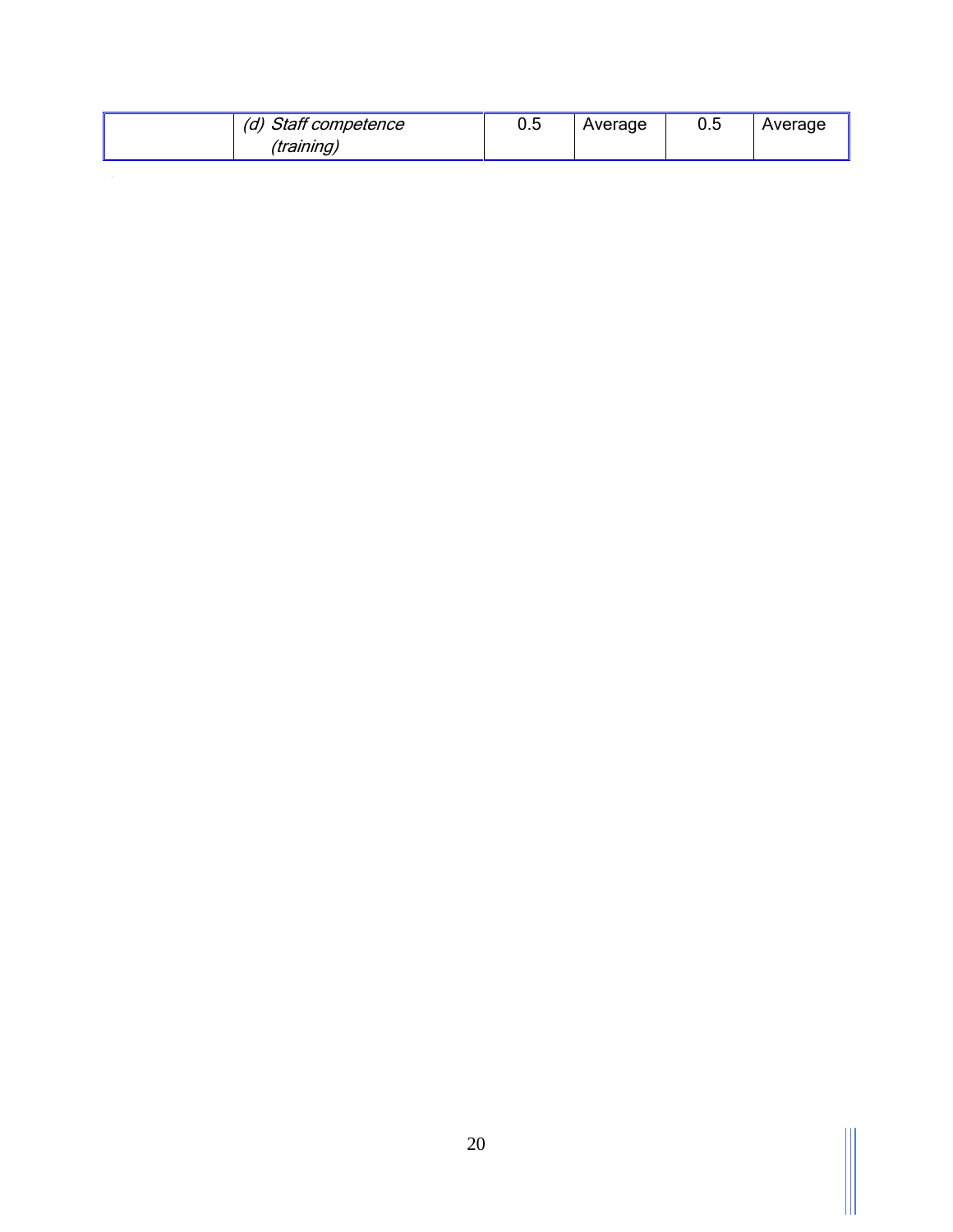| | | | | | |
|---|---|---|---|---|---|
| | *(d) Staff competence (training)* | 0.5 | Average | 0.5 | Average |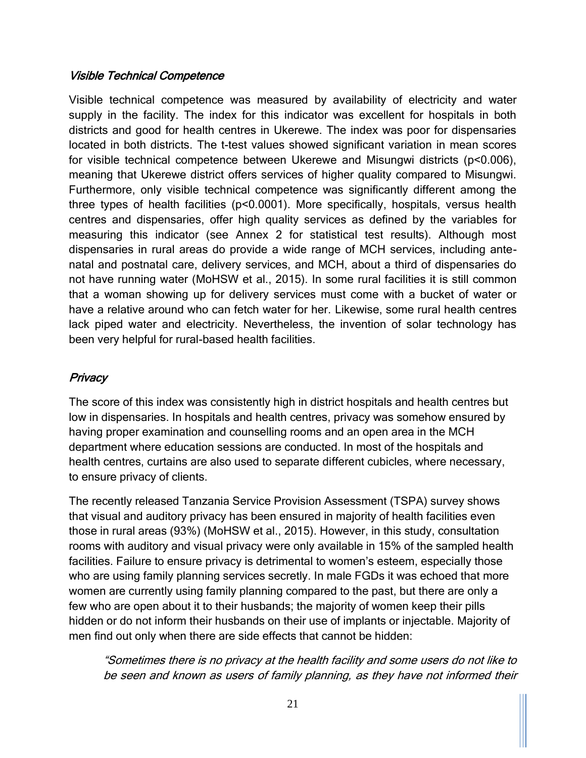### *Visible Technical Competence*

Visible technical competence was measured by availability of electricity and water supply in the facility. The index for this indicator was excellent for hospitals in both districts and good for health centres in Ukerewe. The index was poor for dispensaries located in both districts. The t-test values showed significant variation in mean scores for visible technical competence between Ukerewe and Misungwi districts ($p<0.006$), meaning that Ukerewe district offers services of higher quality compared to Misungwi. Furthermore, only visible technical competence was significantly different among the three types of health facilities ($p<0.0001$). More specifically, hospitals, versus health centres and dispensaries, offer high quality services as defined by the variables for measuring this indicator (see Annex 2 for statistical test results). Although most dispensaries in rural areas do provide a wide range of MCH services, including ante-natal and postnatal care, delivery services, and MCH, about a third of dispensaries do not have running water (MoHSW et al., 2015). In some rural facilities it is still common that a woman showing up for delivery services must come with a bucket of water or have a relative around who can fetch water for her. Likewise, some rural health centres lack piped water and electricity. Nevertheless, the invention of solar technology has been very helpful for rural-based health facilities.

### *Privacy*

The score of this index was consistently high in district hospitals and health centres but low in dispensaries. In hospitals and health centres, privacy was somehow ensured by having proper examination and counselling rooms and an open area in the MCH department where education sessions are conducted. In most of the hospitals and health centres, curtains are also used to separate different cubicles, where necessary, to ensure privacy of clients.

The recently released Tanzania Service Provision Assessment (TSPA) survey shows that visual and auditory privacy has been ensured in majority of health facilities even those in rural areas (93%) (MoHSW et al., 2015). However, in this study, consultation rooms with auditory and visual privacy were only available in 15% of the sampled health facilities. Failure to ensure privacy is detrimental to women's esteem, especially those who are using family planning services secretly. In male FGDs it was echoed that more women are currently using family planning compared to the past, but there are only a few who are open about it to their husbands; the majority of women keep their pills hidden or do not inform their husbands on their use of implants or injectable. Majority of men find out only when there are side effects that cannot be hidden:

> *"Sometimes there is no privacy at the health facility and some users do not like to be seen and known as users of family planning, as they have not informed their*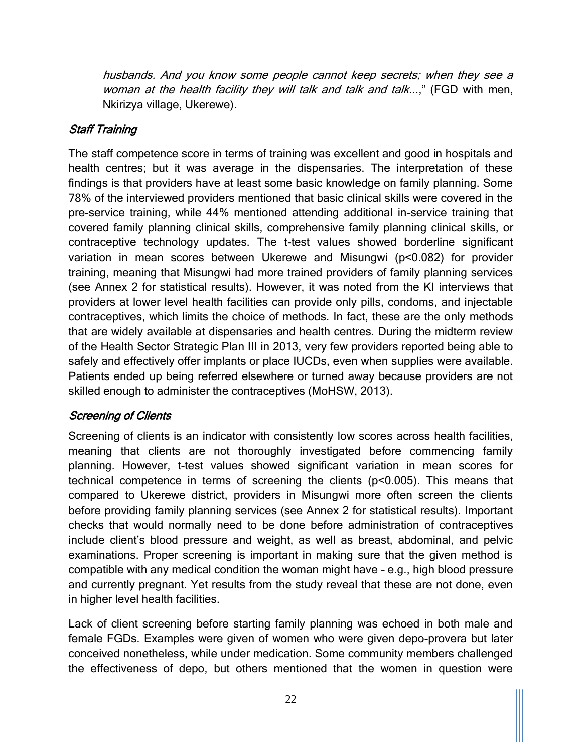*husbands. And you know some people cannot keep secrets; when they see a woman at the health facility they will talk and talk and talk...*," (FGD with men, Nkirizya village, Ukerewe).

### *Staff Training*

The staff competence score in terms of training was excellent and good in hospitals and health centres; but it was average in the dispensaries. The interpretation of these findings is that providers have at least some basic knowledge on family planning. Some 78% of the interviewed providers mentioned that basic clinical skills were covered in the pre-service training, while 44% mentioned attending additional in-service training that covered family planning clinical skills, comprehensive family planning clinical skills, or contraceptive technology updates. The t-test values showed borderline significant variation in mean scores between Ukerewe and Misungwi ($p<0.082$) for provider training, meaning that Misungwi had more trained providers of family planning services (see Annex 2 for statistical results). However, it was noted from the KI interviews that providers at lower level health facilities can provide only pills, condoms, and injectable contraceptives, which limits the choice of methods. In fact, these are the only methods that are widely available at dispensaries and health centres. During the midterm review of the Health Sector Strategic Plan III in 2013, very few providers reported being able to safely and effectively offer implants or place IUCDs, even when supplies were available. Patients ended up being referred elsewhere or turned away because providers are not skilled enough to administer the contraceptives (MoHSW, 2013).

### *Screening of Clients*

Screening of clients is an indicator with consistently low scores across health facilities, meaning that clients are not thoroughly investigated before commencing family planning. However, t-test values showed significant variation in mean scores for technical competence in terms of screening the clients ($p<0.005$). This means that compared to Ukerewe district, providers in Misungwi more often screen the clients before providing family planning services (see Annex 2 for statistical results). Important checks that would normally need to be done before administration of contraceptives include client's blood pressure and weight, as well as breast, abdominal, and pelvic examinations. Proper screening is important in making sure that the given method is compatible with any medical condition the woman might have – e.g., high blood pressure and currently pregnant. Yet results from the study reveal that these are not done, even in higher level health facilities.

Lack of client screening before starting family planning was echoed in both male and female FGDs. Examples were given of women who were given depo-provera but later conceived nonetheless, while under medication. Some community members challenged the effectiveness of depo, but others mentioned that the women in question were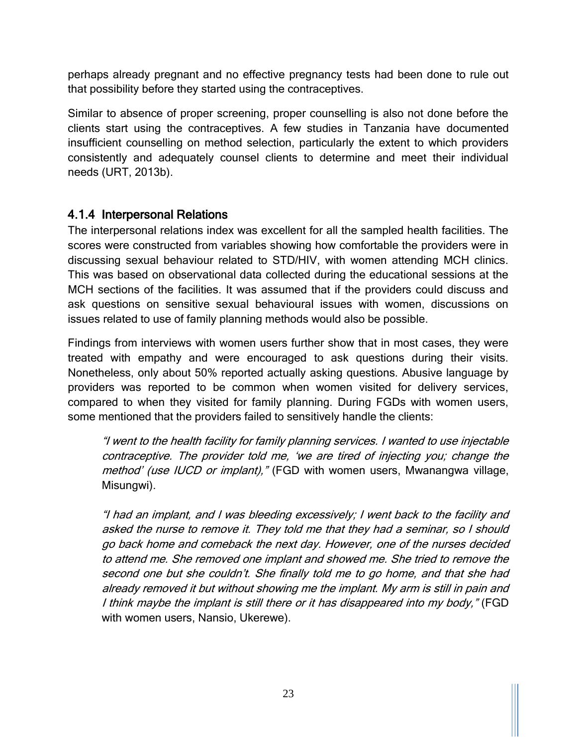perhaps already pregnant and no effective pregnancy tests had been done to rule out that possibility before they started using the contraceptives.

Similar to absence of proper screening, proper counselling is also not done before the clients start using the contraceptives. A few studies in Tanzania have documented insufficient counselling on method selection, particularly the extent to which providers consistently and adequately counsel clients to determine and meet their individual needs (URT, 2013b).

### 4.1.4 Interpersonal Relations

The interpersonal relations index was excellent for all the sampled health facilities. The scores were constructed from variables showing how comfortable the providers were in discussing sexual behaviour related to STD/HIV, with women attending MCH clinics. This was based on observational data collected during the educational sessions at the MCH sections of the facilities. It was assumed that if the providers could discuss and ask questions on sensitive sexual behavioural issues with women, discussions on issues related to use of family planning methods would also be possible.

Findings from interviews with women users further show that in most cases, they were treated with empathy and were encouraged to ask questions during their visits. Nonetheless, only about 50% reported actually asking questions. Abusive language by providers was reported to be common when women visited for delivery services, compared to when they visited for family planning. During FGDs with women users, some mentioned that the providers failed to sensitively handle the clients:

> *"I went to the health facility for family planning services. I wanted to use injectable contraceptive. The provider told me, 'we are tired of injecting you; change the method' (use IUCD or implant),"* (FGD with women users, Mwanangwa village, Misungwi).

> *"I had an implant, and I was bleeding excessively; I went back to the facility and asked the nurse to remove it. They told me that they had a seminar, so I should go back home and comeback the next day. However, one of the nurses decided to attend me. She removed one implant and showed me. She tried to remove the second one but she couldn't. She finally told me to go home, and that she had already removed it but without showing me the implant. My arm is still in pain and I think maybe the implant is still there or it has disappeared into my body,"* (FGD with women users, Nansio, Ukerewe).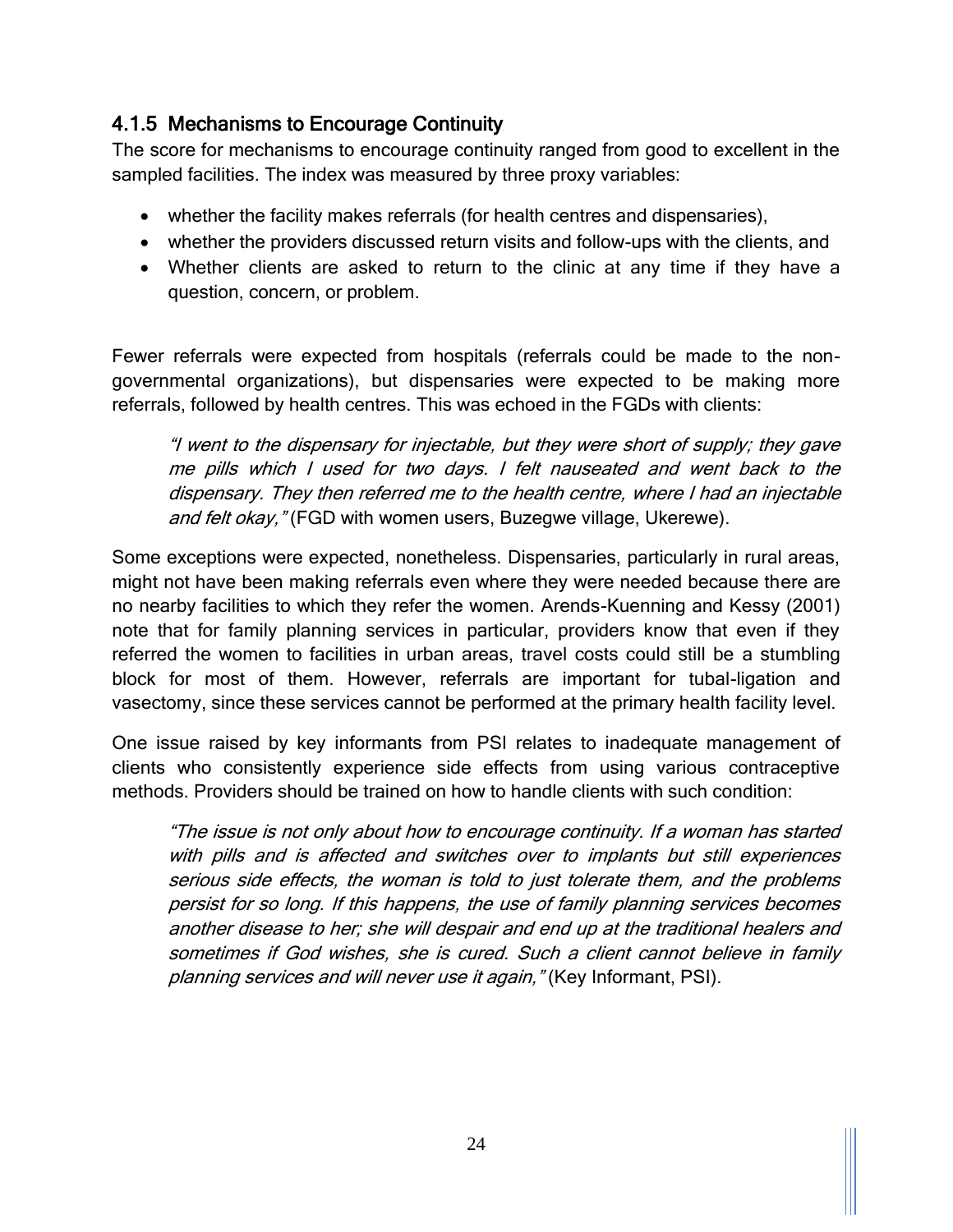### 4.1.5 Mechanisms to Encourage Continuity

The score for mechanisms to encourage continuity ranged from good to excellent in the sampled facilities. The index was measured by three proxy variables:

- whether the facility makes referrals (for health centres and dispensaries),
- whether the providers discussed return visits and follow-ups with the clients, and
- Whether clients are asked to return to the clinic at any time if they have a question, concern, or problem.

Fewer referrals were expected from hospitals (referrals could be made to the non-governmental organizations), but dispensaries were expected to be making more referrals, followed by health centres. This was echoed in the FGDs with clients:

> *"I went to the dispensary for injectable, but they were short of supply; they gave me pills which I used for two days. I felt nauseated and went back to the dispensary. They then referred me to the health centre, where I had an injectable and felt okay,"* (FGD with women users, Buzegwe village, Ukerewe).

Some exceptions were expected, nonetheless. Dispensaries, particularly in rural areas, might not have been making referrals even where they were needed because there are no nearby facilities to which they refer the women. Arends-Kuenning and Kessy (2001) note that for family planning services in particular, providers know that even if they referred the women to facilities in urban areas, travel costs could still be a stumbling block for most of them. However, referrals are important for tubal-ligation and vasectomy, since these services cannot be performed at the primary health facility level.

One issue raised by key informants from PSI relates to inadequate management of clients who consistently experience side effects from using various contraceptive methods. Providers should be trained on how to handle clients with such condition:

> *"The issue is not only about how to encourage continuity. If a woman has started with pills and is affected and switches over to implants but still experiences serious side effects, the woman is told to just tolerate them, and the problems persist for so long. If this happens, the use of family planning services becomes another disease to her; she will despair and end up at the traditional healers and sometimes if God wishes, she is cured. Such a client cannot believe in family planning services and will never use it again,"* (Key Informant, PSI).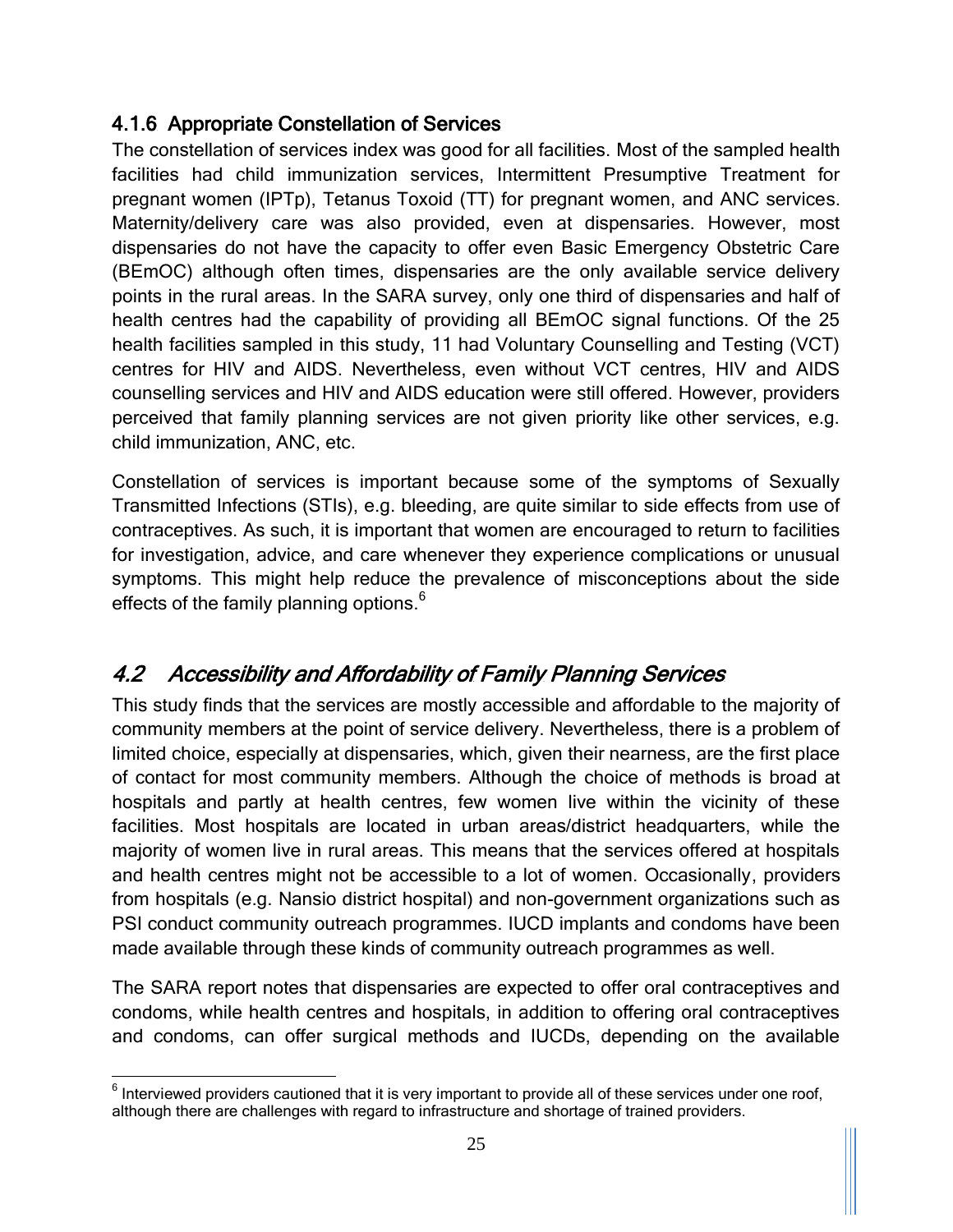### 4.1.6 Appropriate Constellation of Services

The constellation of services index was good for all facilities. Most of the sampled health facilities had child immunization services, Intermittent Presumptive Treatment for pregnant women (IPTp), Tetanus Toxoid (TT) for pregnant women, and ANC services. Maternity/delivery care was also provided, even at dispensaries. However, most dispensaries do not have the capacity to offer even Basic Emergency Obstetric Care (BEmOC) although often times, dispensaries are the only available service delivery points in the rural areas. In the SARA survey, only one third of dispensaries and half of health centres had the capability of providing all BEmOC signal functions. Of the 25 health facilities sampled in this study, 11 had Voluntary Counselling and Testing (VCT) centres for HIV and AIDS. Nevertheless, even without VCT centres, HIV and AIDS counselling services and HIV and AIDS education were still offered. However, providers perceived that family planning services are not given priority like other services, e.g. child immunization, ANC, etc.

Constellation of services is important because some of the symptoms of Sexually Transmitted Infections (STIs), e.g. bleeding, are quite similar to side effects from use of contraceptives. As such, it is important that women are encouraged to return to facilities for investigation, advice, and care whenever they experience complications or unusual symptoms. This might help reduce the prevalence of misconceptions about the side effects of the family planning options.[6]

## *4.2 Accessibility and Affordability of Family Planning Services*

This study finds that the services are mostly accessible and affordable to the majority of community members at the point of service delivery. Nevertheless, there is a problem of limited choice, especially at dispensaries, which, given their nearness, are the first place of contact for most community members. Although the choice of methods is broad at hospitals and partly at health centres, few women live within the vicinity of these facilities. Most hospitals are located in urban areas/district headquarters, while the majority of women live in rural areas. This means that the services offered at hospitals and health centres might not be accessible to a lot of women. Occasionally, providers from hospitals (e.g. Nansio district hospital) and non-government organizations such as PSI conduct community outreach programmes. IUCD implants and condoms have been made available through these kinds of community outreach programmes as well.

The SARA report notes that dispensaries are expected to offer oral contraceptives and condoms, while health centres and hospitals, in addition to offering oral contraceptives and condoms, can offer surgical methods and IUCDs, depending on the available

[6] Interviewed providers cautioned that it is very important to provide all of these services under one roof, although there are challenges with regard to infrastructure and shortage of trained providers.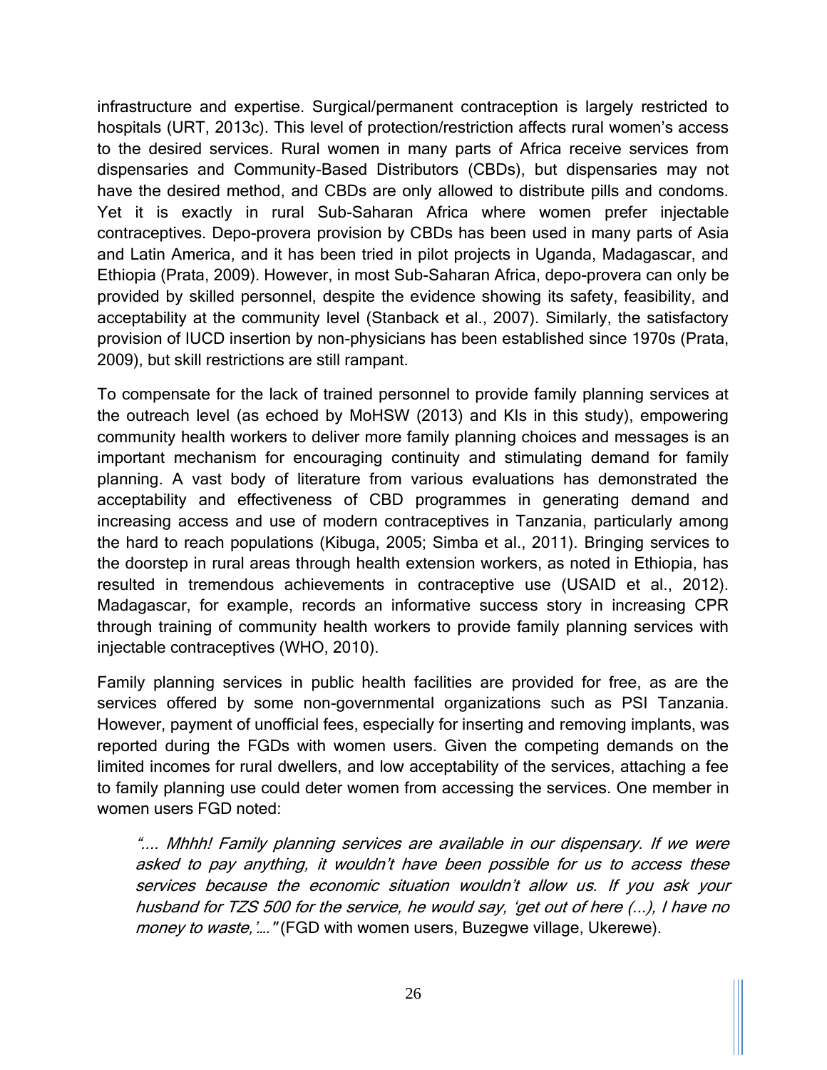infrastructure and expertise. Surgical/permanent contraception is largely restricted to hospitals (URT, 2013c). This level of protection/restriction affects rural women's access to the desired services. Rural women in many parts of Africa receive services from dispensaries and Community-Based Distributors (CBDs), but dispensaries may not have the desired method, and CBDs are only allowed to distribute pills and condoms. Yet it is exactly in rural Sub-Saharan Africa where women prefer injectable contraceptives. Depo-provera provision by CBDs has been used in many parts of Asia and Latin America, and it has been tried in pilot projects in Uganda, Madagascar, and Ethiopia (Prata, 2009). However, in most Sub-Saharan Africa, depo-provera can only be provided by skilled personnel, despite the evidence showing its safety, feasibility, and acceptability at the community level (Stanback et al., 2007). Similarly, the satisfactory provision of IUCD insertion by non-physicians has been established since 1970s (Prata, 2009), but skill restrictions are still rampant.

To compensate for the lack of trained personnel to provide family planning services at the outreach level (as echoed by MoHSW (2013) and KIs in this study), empowering community health workers to deliver more family planning choices and messages is an important mechanism for encouraging continuity and stimulating demand for family planning. A vast body of literature from various evaluations has demonstrated the acceptability and effectiveness of CBD programmes in generating demand and increasing access and use of modern contraceptives in Tanzania, particularly among the hard to reach populations (Kibuga, 2005; Simba et al., 2011). Bringing services to the doorstep in rural areas through health extension workers, as noted in Ethiopia, has resulted in tremendous achievements in contraceptive use (USAID et al., 2012). Madagascar, for example, records an informative success story in increasing CPR through training of community health workers to provide family planning services with injectable contraceptives (WHO, 2010).

Family planning services in public health facilities are provided for free, as are the services offered by some non-governmental organizations such as PSI Tanzania. However, payment of unofficial fees, especially for inserting and removing implants, was reported during the FGDs with women users. Given the competing demands on the limited incomes for rural dwellers, and low acceptability of the services, attaching a fee to family planning use could deter women from accessing the services. One member in women users FGD noted:

> *".... Mhhh! Family planning services are available in our dispensary. If we were asked to pay anything, it wouldn't have been possible for us to access these services because the economic situation wouldn't allow us. If you ask your husband for TZS 500 for the service, he would say, 'get out of here (...), I have no money to waste,'...."* (FGD with women users, Buzegwe village, Ukerewe).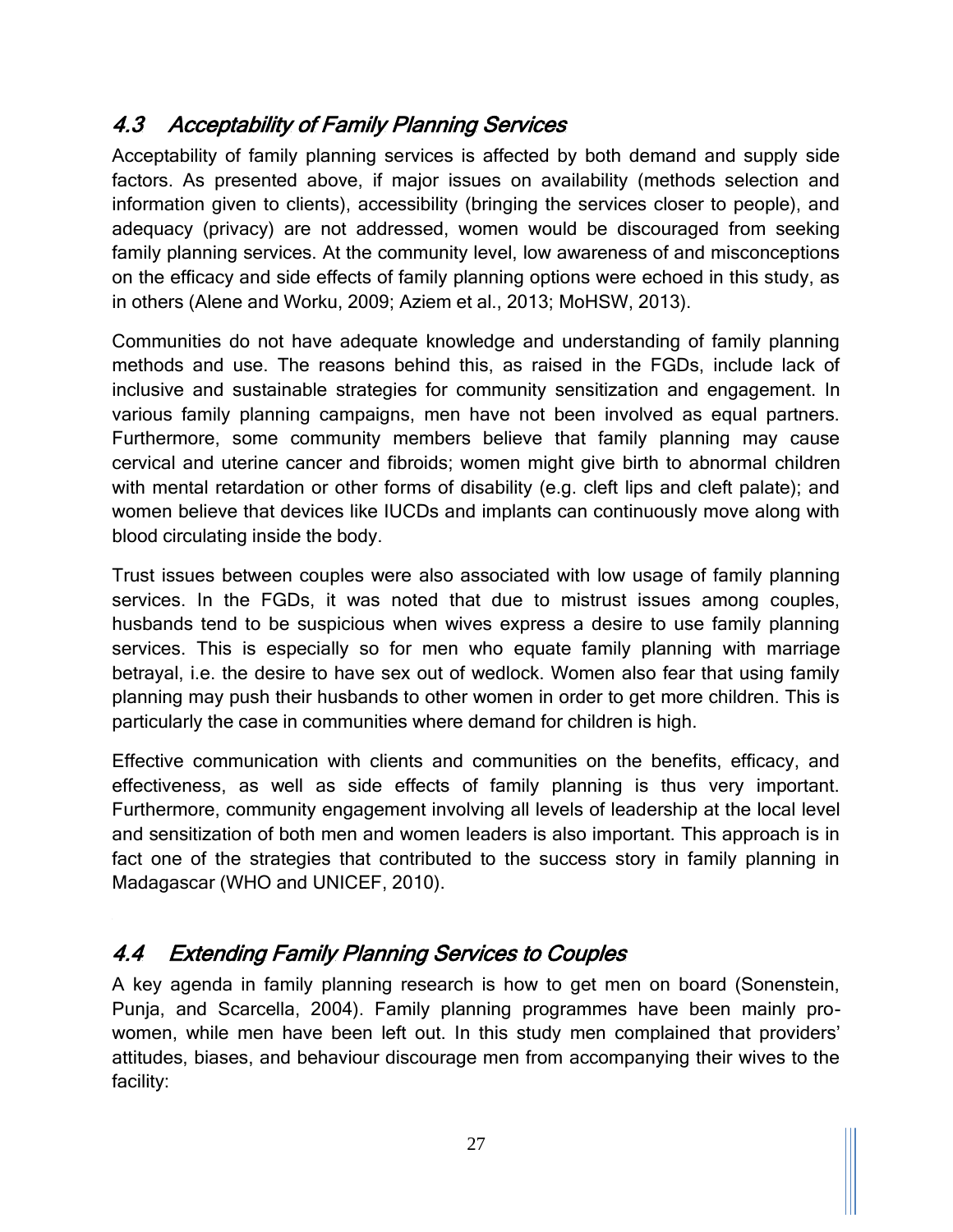## 4.3 Acceptability of Family Planning Services

Acceptability of family planning services is affected by both demand and supply side factors. As presented above, if major issues on availability (methods selection and information given to clients), accessibility (bringing the services closer to people), and adequacy (privacy) are not addressed, women would be discouraged from seeking family planning services. At the community level, low awareness of and misconceptions on the efficacy and side effects of family planning options were echoed in this study, as in others (Alene and Worku, 2009; Aziem et al., 2013; MoHSW, 2013).

Communities do not have adequate knowledge and understanding of family planning methods and use. The reasons behind this, as raised in the FGDs, include lack of inclusive and sustainable strategies for community sensitization and engagement. In various family planning campaigns, men have not been involved as equal partners. Furthermore, some community members believe that family planning may cause cervical and uterine cancer and fibroids; women might give birth to abnormal children with mental retardation or other forms of disability (e.g. cleft lips and cleft palate); and women believe that devices like IUCDs and implants can continuously move along with blood circulating inside the body.

Trust issues between couples were also associated with low usage of family planning services. In the FGDs, it was noted that due to mistrust issues among couples, husbands tend to be suspicious when wives express a desire to use family planning services. This is especially so for men who equate family planning with marriage betrayal, i.e. the desire to have sex out of wedlock. Women also fear that using family planning may push their husbands to other women in order to get more children. This is particularly the case in communities where demand for children is high.

Effective communication with clients and communities on the benefits, efficacy, and effectiveness, as well as side effects of family planning is thus very important. Furthermore, community engagement involving all levels of leadership at the local level and sensitization of both men and women leaders is also important. This approach is in fact one of the strategies that contributed to the success story in family planning in Madagascar (WHO and UNICEF, 2010).

## 4.4 Extending Family Planning Services to Couples

A key agenda in family planning research is how to get men on board (Sonenstein, Punja, and Scarcella, 2004). Family planning programmes have been mainly pro-women, while men have been left out. In this study men complained that providers' attitudes, biases, and behaviour discourage men from accompanying their wives to the facility: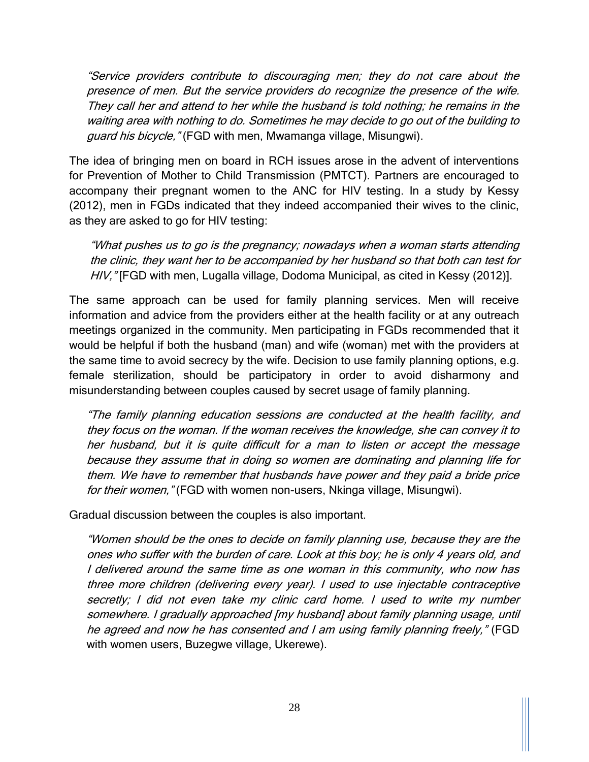> *"Service providers contribute to discouraging men; they do not care about the presence of men. But the service providers do recognize the presence of the wife. They call her and attend to her while the husband is told nothing; he remains in the waiting area with nothing to do. Sometimes he may decide to go out of the building to guard his bicycle,"* (FGD with men, Mwamanga village, Misungwi).

The idea of bringing men on board in RCH issues arose in the advent of interventions for Prevention of Mother to Child Transmission (PMTCT). Partners are encouraged to accompany their pregnant women to the ANC for HIV testing. In a study by Kessy (2012), men in FGDs indicated that they indeed accompanied their wives to the clinic, as they are asked to go for HIV testing:

> *"What pushes us to go is the pregnancy; nowadays when a woman starts attending the clinic, they want her to be accompanied by her husband so that both can test for HIV,"* [FGD with men, Lugalla village, Dodoma Municipal, as cited in Kessy (2012)].

The same approach can be used for family planning services. Men will receive information and advice from the providers either at the health facility or at any outreach meetings organized in the community. Men participating in FGDs recommended that it would be helpful if both the husband (man) and wife (woman) met with the providers at the same time to avoid secrecy by the wife. Decision to use family planning options, e.g. female sterilization, should be participatory in order to avoid disharmony and misunderstanding between couples caused by secret usage of family planning.

> *"The family planning education sessions are conducted at the health facility, and they focus on the woman. If the woman receives the knowledge, she can convey it to her husband, but it is quite difficult for a man to listen or accept the message because they assume that in doing so women are dominating and planning life for them. We have to remember that husbands have power and they paid a bride price for their women,"* (FGD with women non-users, Nkinga village, Misungwi).

Gradual discussion between the couples is also important.

> *"Women should be the ones to decide on family planning use, because they are the ones who suffer with the burden of care. Look at this boy; he is only 4 years old, and I delivered around the same time as one woman in this community, who now has three more children (delivering every year). I used to use injectable contraceptive secretly; I did not even take my clinic card home. I used to write my number somewhere. I gradually approached [my husband] about family planning usage, until he agreed and now he has consented and I am using family planning freely,"* (FGD with women users, Buzegwe village, Ukerewe).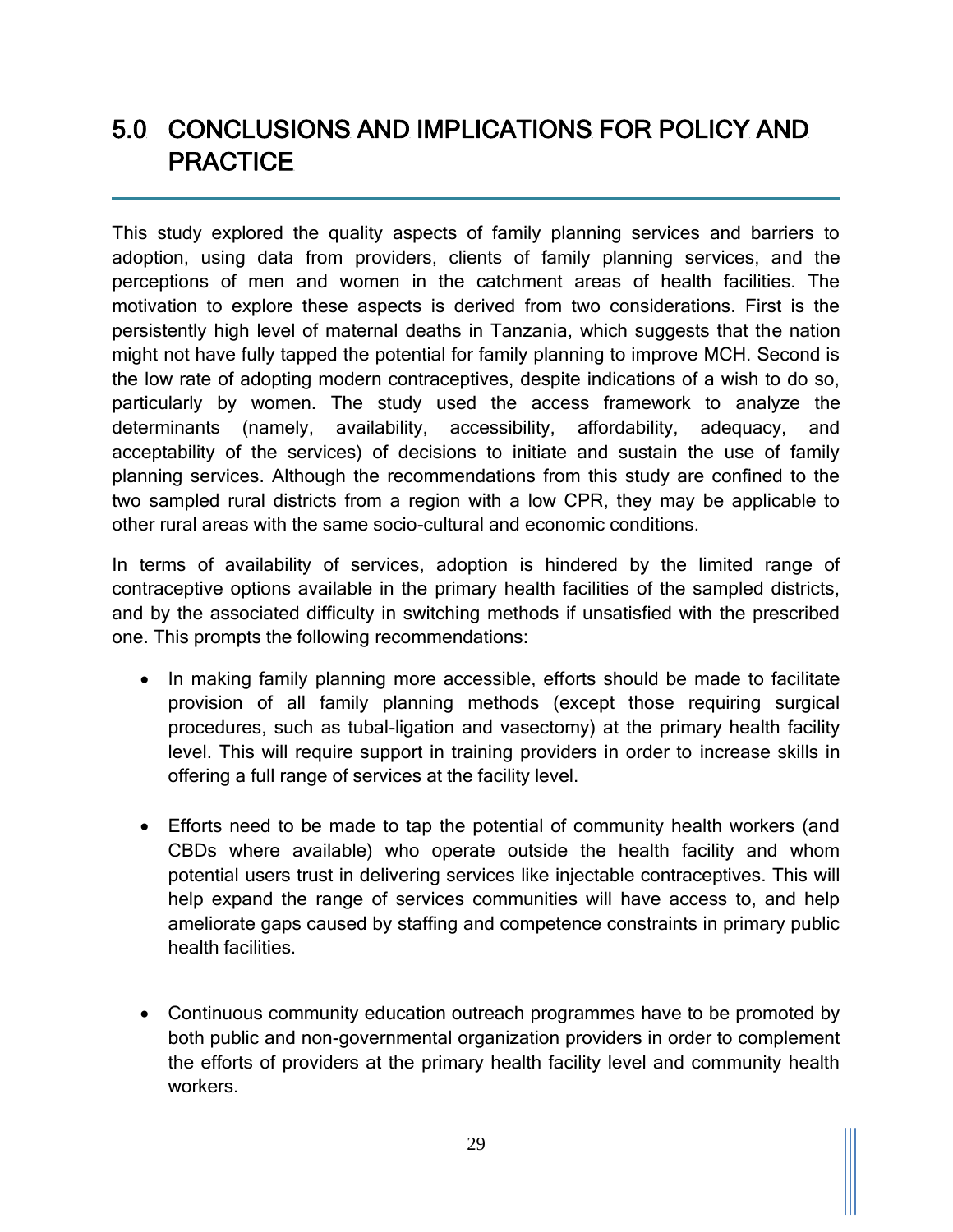# 5.0 CONCLUSIONS AND IMPLICATIONS FOR POLICY AND PRACTICE

This study explored the quality aspects of family planning services and barriers to adoption, using data from providers, clients of family planning services, and the perceptions of men and women in the catchment areas of health facilities. The motivation to explore these aspects is derived from two considerations. First is the persistently high level of maternal deaths in Tanzania, which suggests that the nation might not have fully tapped the potential for family planning to improve MCH. Second is the low rate of adopting modern contraceptives, despite indications of a wish to do so, particularly by women. The study used the access framework to analyze the determinants (namely, availability, accessibility, affordability, adequacy, and acceptability of the services) of decisions to initiate and sustain the use of family planning services. Although the recommendations from this study are confined to the two sampled rural districts from a region with a low CPR, they may be applicable to other rural areas with the same socio-cultural and economic conditions.

In terms of availability of services, adoption is hindered by the limited range of contraceptive options available in the primary health facilities of the sampled districts, and by the associated difficulty in switching methods if unsatisfied with the prescribed one. This prompts the following recommendations:

- In making family planning more accessible, efforts should be made to facilitate provision of all family planning methods (except those requiring surgical procedures, such as tubal-ligation and vasectomy) at the primary health facility level. This will require support in training providers in order to increase skills in offering a full range of services at the facility level.

- Efforts need to be made to tap the potential of community health workers (and CBDs where available) who operate outside the health facility and whom potential users trust in delivering services like injectable contraceptives. This will help expand the range of services communities will have access to, and help ameliorate gaps caused by staffing and competence constraints in primary public health facilities.

- Continuous community education outreach programmes have to be promoted by both public and non-governmental organization providers in order to complement the efforts of providers at the primary health facility level and community health workers.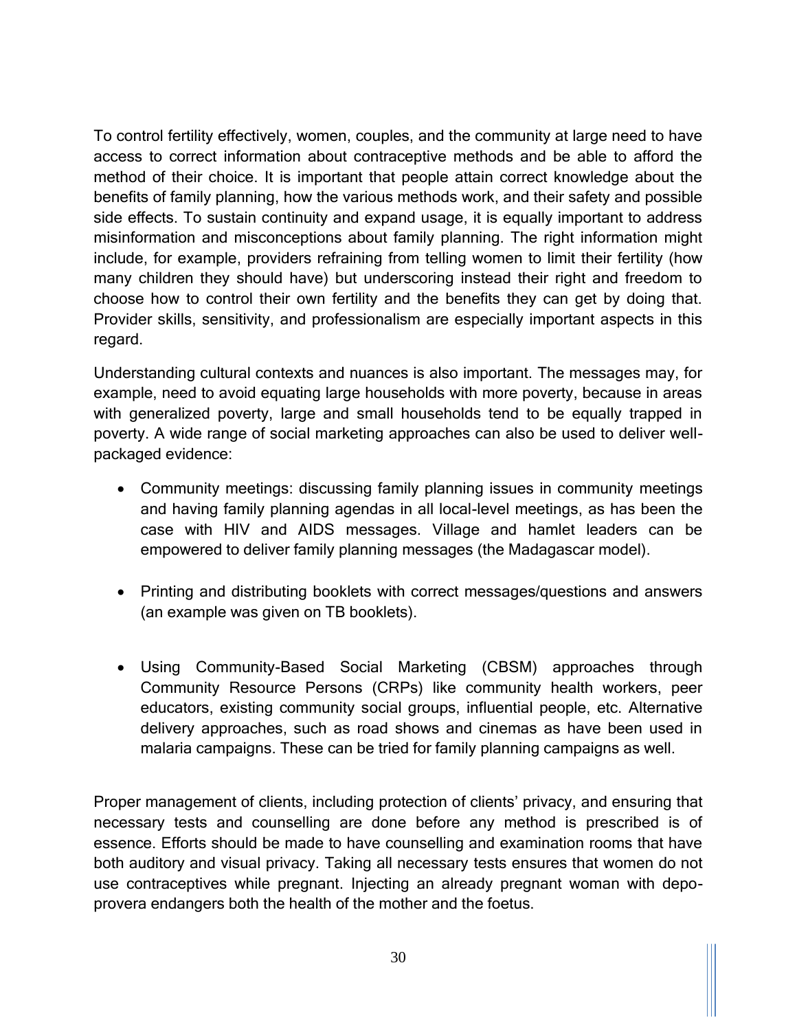To control fertility effectively, women, couples, and the community at large need to have access to correct information about contraceptive methods and be able to afford the method of their choice. It is important that people attain correct knowledge about the benefits of family planning, how the various methods work, and their safety and possible side effects. To sustain continuity and expand usage, it is equally important to address misinformation and misconceptions about family planning. The right information might include, for example, providers refraining from telling women to limit their fertility (how many children they should have) but underscoring instead their right and freedom to choose how to control their own fertility and the benefits they can get by doing that. Provider skills, sensitivity, and professionalism are especially important aspects in this regard.

Understanding cultural contexts and nuances is also important. The messages may, for example, need to avoid equating large households with more poverty, because in areas with generalized poverty, large and small households tend to be equally trapped in poverty. A wide range of social marketing approaches can also be used to deliver well-packaged evidence:

- Community meetings: discussing family planning issues in community meetings and having family planning agendas in all local-level meetings, as has been the case with HIV and AIDS messages. Village and hamlet leaders can be empowered to deliver family planning messages (the Madagascar model).

- Printing and distributing booklets with correct messages/questions and answers (an example was given on TB booklets).

- Using Community-Based Social Marketing (CBSM) approaches through Community Resource Persons (CRPs) like community health workers, peer educators, existing community social groups, influential people, etc. Alternative delivery approaches, such as road shows and cinemas as have been used in malaria campaigns. These can be tried for family planning campaigns as well.

Proper management of clients, including protection of clients' privacy, and ensuring that necessary tests and counselling are done before any method is prescribed is of essence. Efforts should be made to have counselling and examination rooms that have both auditory and visual privacy. Taking all necessary tests ensures that women do not use contraceptives while pregnant. Injecting an already pregnant woman with depo-provera endangers both the health of the mother and the foetus.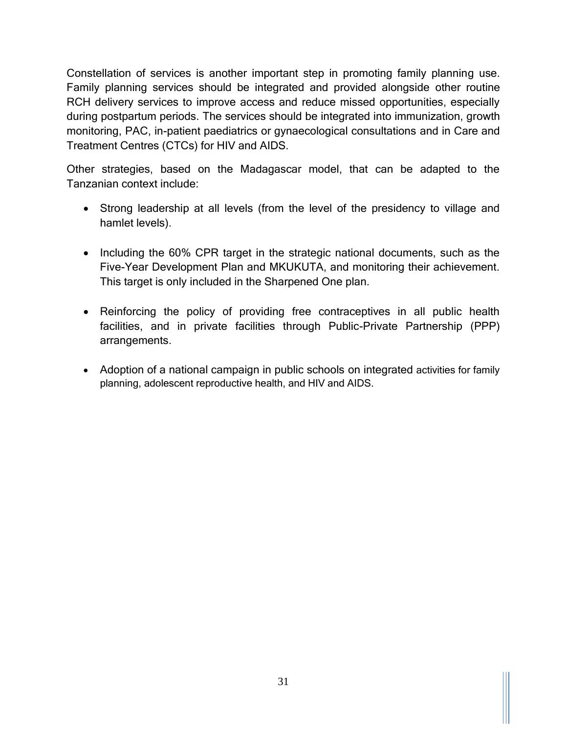Constellation of services is another important step in promoting family planning use. Family planning services should be integrated and provided alongside other routine RCH delivery services to improve access and reduce missed opportunities, especially during postpartum periods. The services should be integrated into immunization, growth monitoring, PAC, in-patient paediatrics or gynaecological consultations and in Care and Treatment Centres (CTCs) for HIV and AIDS.

Other strategies, based on the Madagascar model, that can be adapted to the Tanzanian context include:

- Strong leadership at all levels (from the level of the presidency to village and hamlet levels).
- Including the 60% CPR target in the strategic national documents, such as the Five-Year Development Plan and MKUKUTA, and monitoring their achievement. This target is only included in the Sharpened One plan.
- Reinforcing the policy of providing free contraceptives in all public health facilities, and in private facilities through Public-Private Partnership (PPP) arrangements.
- Adoption of a national campaign in public schools on integrated activities for family planning, adolescent reproductive health, and HIV and AIDS.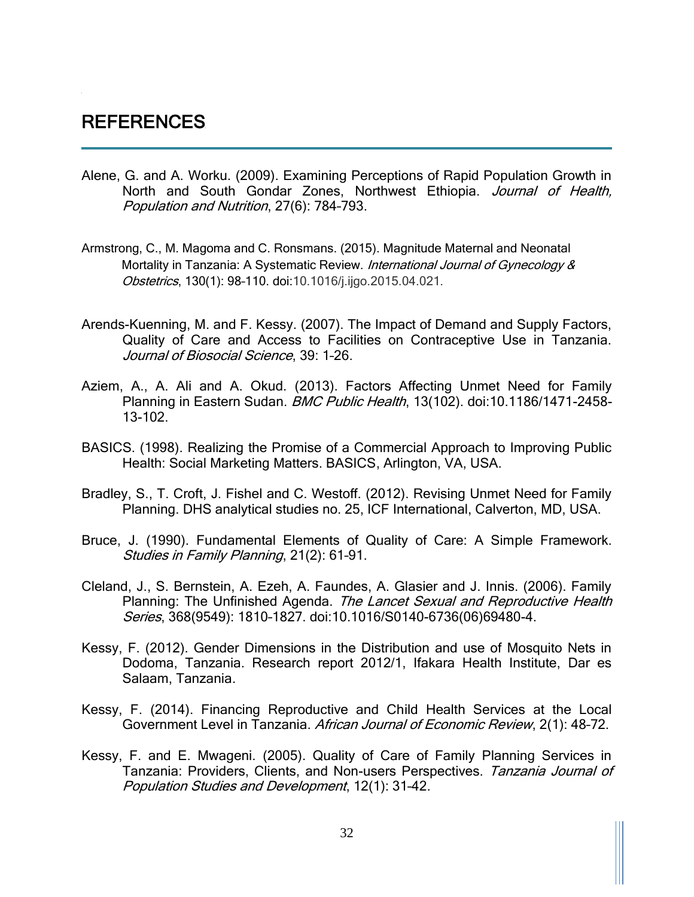# REFERENCES

Alene, G. and A. Worku. (2009). Examining Perceptions of Rapid Population Growth in North and South Gondar Zones, Northwest Ethiopia. *Journal of Health, Population and Nutrition*, 27(6): 784-793.

Armstrong, C., M. Magoma and C. Ronsmans. (2015). Magnitude Maternal and Neonatal Mortality in Tanzania: A Systematic Review. *International Journal of Gynecology & Obstetrics*, 130(1): 98-110. doi:10.1016/j.ijgo.2015.04.021.

Arends-Kuenning, M. and F. Kessy. (2007). The Impact of Demand and Supply Factors, Quality of Care and Access to Facilities on Contraceptive Use in Tanzania. *Journal of Biosocial Science*, 39: 1-26.

Aziem, A., A. Ali and A. Okud. (2013). Factors Affecting Unmet Need for Family Planning in Eastern Sudan. *BMC Public Health*, 13(102). doi:10.1186/1471-2458-13-102.

BASICS. (1998). Realizing the Promise of a Commercial Approach to Improving Public Health: Social Marketing Matters. BASICS, Arlington, VA, USA.

Bradley, S., T. Croft, J. Fishel and C. Westoff. (2012). Revising Unmet Need for Family Planning. DHS analytical studies no. 25, ICF International, Calverton, MD, USA.

Bruce, J. (1990). Fundamental Elements of Quality of Care: A Simple Framework. *Studies in Family Planning*, 21(2): 61-91.

Cleland, J., S. Bernstein, A. Ezeh, A. Faundes, A. Glasier and J. Innis. (2006). Family Planning: The Unfinished Agenda. *The Lancet Sexual and Reproductive Health Series*, 368(9549): 1810-1827. doi:10.1016/S0140-6736(06)69480-4.

Kessy, F. (2012). Gender Dimensions in the Distribution and use of Mosquito Nets in Dodoma, Tanzania. Research report 2012/1, Ifakara Health Institute, Dar es Salaam, Tanzania.

Kessy, F. (2014). Financing Reproductive and Child Health Services at the Local Government Level in Tanzania. *African Journal of Economic Review*, 2(1): 48-72.

Kessy, F. and E. Mwageni. (2005). Quality of Care of Family Planning Services in Tanzania: Providers, Clients, and Non-users Perspectives. *Tanzania Journal of Population Studies and Development*, 12(1): 31-42.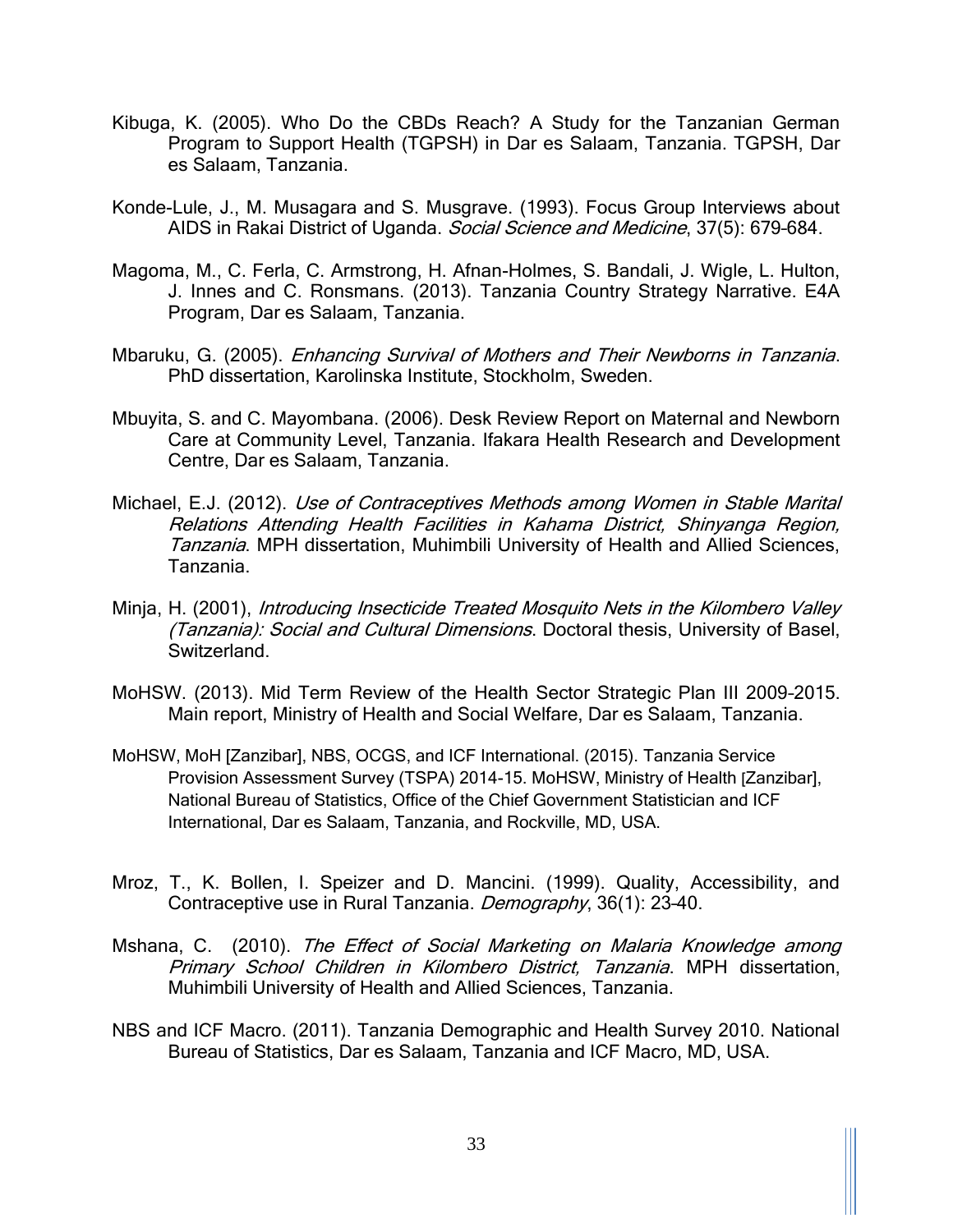Kibuga, K. (2005). Who Do the CBDs Reach? A Study for the Tanzanian German Program to Support Health (TGPSH) in Dar es Salaam, Tanzania. TGPSH, Dar es Salaam, Tanzania.

Konde-Lule, J., M. Musagara and S. Musgrave. (1993). Focus Group Interviews about AIDS in Rakai District of Uganda. *Social Science and Medicine*, 37(5): 679–684.

Magoma, M., C. Ferla, C. Armstrong, H. Afnan-Holmes, S. Bandali, J. Wigle, L. Hulton, J. Innes and C. Ronsmans. (2013). Tanzania Country Strategy Narrative. E4A Program, Dar es Salaam, Tanzania.

Mbaruku, G. (2005). *Enhancing Survival of Mothers and Their Newborns in Tanzania*. PhD dissertation, Karolinska Institute, Stockholm, Sweden.

Mbuyita, S. and C. Mayombana. (2006). Desk Review Report on Maternal and Newborn Care at Community Level, Tanzania. Ifakara Health Research and Development Centre, Dar es Salaam, Tanzania.

Michael, E.J. (2012). *Use of Contraceptives Methods among Women in Stable Marital Relations Attending Health Facilities in Kahama District, Shinyanga Region, Tanzania*. MPH dissertation, Muhimbili University of Health and Allied Sciences, Tanzania.

Minja, H. (2001), *Introducing Insecticide Treated Mosquito Nets in the Kilombero Valley (Tanzania): Social and Cultural Dimensions*. Doctoral thesis, University of Basel, Switzerland.

MoHSW. (2013). Mid Term Review of the Health Sector Strategic Plan III 2009–2015. Main report, Ministry of Health and Social Welfare, Dar es Salaam, Tanzania.

MoHSW, MoH [Zanzibar], NBS, OCGS, and ICF International. (2015). Tanzania Service Provision Assessment Survey (TSPA) 2014-15. MoHSW, Ministry of Health [Zanzibar], National Bureau of Statistics, Office of the Chief Government Statistician and ICF International, Dar es Salaam, Tanzania, and Rockville, MD, USA.

Mroz, T., K. Bollen, I. Speizer and D. Mancini. (1999). Quality, Accessibility, and Contraceptive use in Rural Tanzania. *Demography*, 36(1): 23–40.

Mshana, C. (2010). *The Effect of Social Marketing on Malaria Knowledge among Primary School Children in Kilombero District, Tanzania*. MPH dissertation, Muhimbili University of Health and Allied Sciences, Tanzania.

NBS and ICF Macro. (2011). Tanzania Demographic and Health Survey 2010. National Bureau of Statistics, Dar es Salaam, Tanzania and ICF Macro, MD, USA.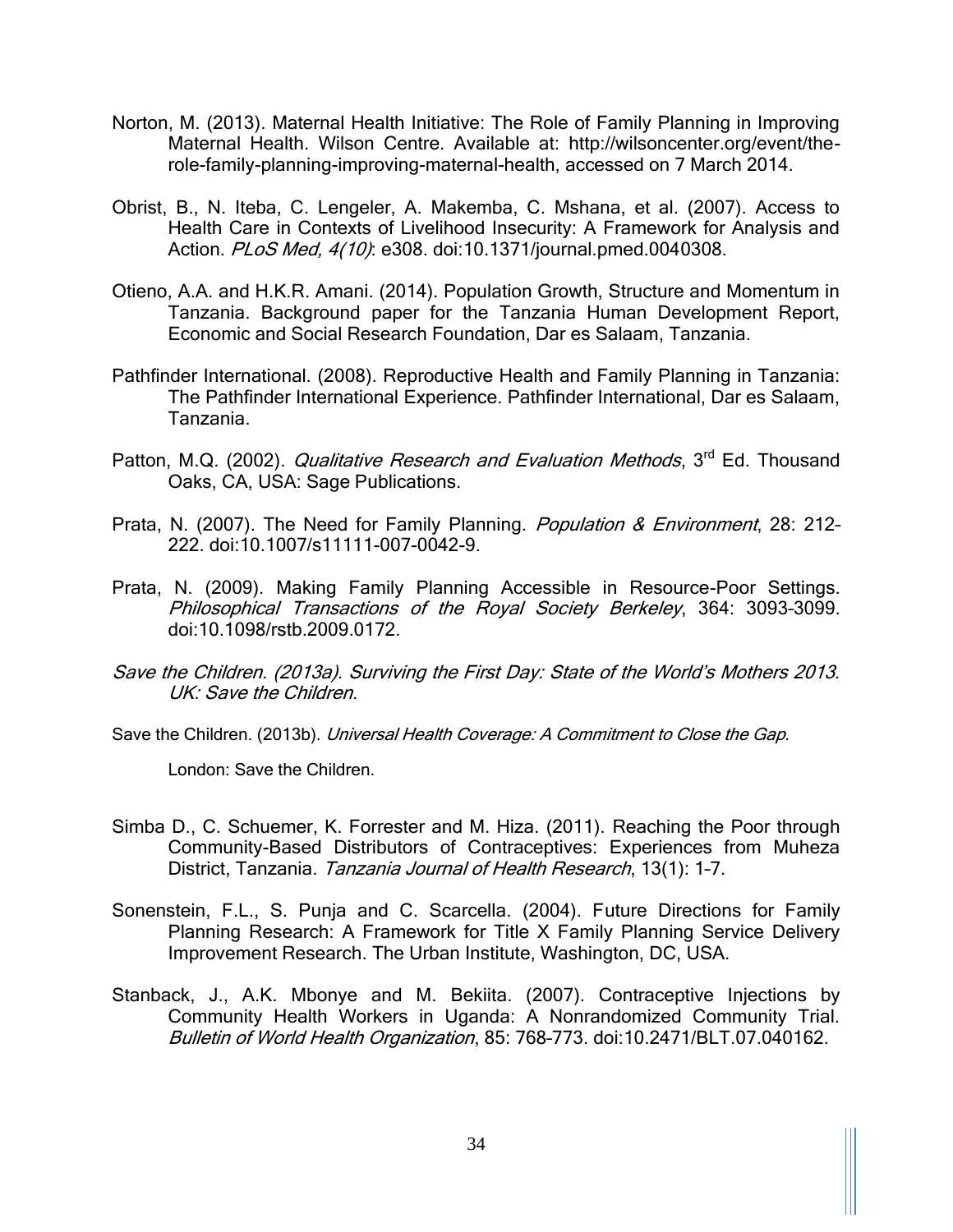Norton, M. (2013). Maternal Health Initiative: The Role of Family Planning in Improving Maternal Health. Wilson Centre. Available at: http://wilsoncenter.org/event/the-role-family-planning-improving-maternal-health, accessed on 7 March 2014.

Obrist, B., N. Iteba, C. Lengeler, A. Makemba, C. Mshana, et al. (2007). Access to Health Care in Contexts of Livelihood Insecurity: A Framework for Analysis and Action. *PLoS Med, 4(10)*: e308. doi:10.1371/journal.pmed.0040308.

Otieno, A.A. and H.K.R. Amani. (2014). Population Growth, Structure and Momentum in Tanzania. Background paper for the Tanzania Human Development Report, Economic and Social Research Foundation, Dar es Salaam, Tanzania.

Pathfinder International. (2008). Reproductive Health and Family Planning in Tanzania: The Pathfinder International Experience. Pathfinder International, Dar es Salaam, Tanzania.

Patton, M.Q. (2002). *Qualitative Research and Evaluation Methods*, 3rd Ed. Thousand Oaks, CA, USA: Sage Publications.

Prata, N. (2007). The Need for Family Planning. *Population & Environment*, 28: 212–222. doi:10.1007/s11111-007-0042-9.

Prata, N. (2009). Making Family Planning Accessible in Resource-Poor Settings. *Philosophical Transactions of the Royal Society Berkeley*, 364: 3093–3099. doi:10.1098/rstb.2009.0172.

*Save the Children. (2013a). Surviving the First Day: State of the World's Mothers 2013. UK: Save the Children.*

Save the Children. (2013b). *Universal Health Coverage: A Commitment to Close the Gap*. London: Save the Children.

Simba D., C. Schuemer, K. Forrester and M. Hiza. (2011). Reaching the Poor through Community-Based Distributors of Contraceptives: Experiences from Muheza District, Tanzania. *Tanzania Journal of Health Research*, 13(1): 1–7.

Sonenstein, F.L., S. Punja and C. Scarcella. (2004). Future Directions for Family Planning Research: A Framework for Title X Family Planning Service Delivery Improvement Research. The Urban Institute, Washington, DC, USA.

Stanback, J., A.K. Mbonye and M. Bekiita. (2007). Contraceptive Injections by Community Health Workers in Uganda: A Nonrandomized Community Trial. *Bulletin of World Health Organization*, 85: 768–773. doi:10.2471/BLT.07.040162.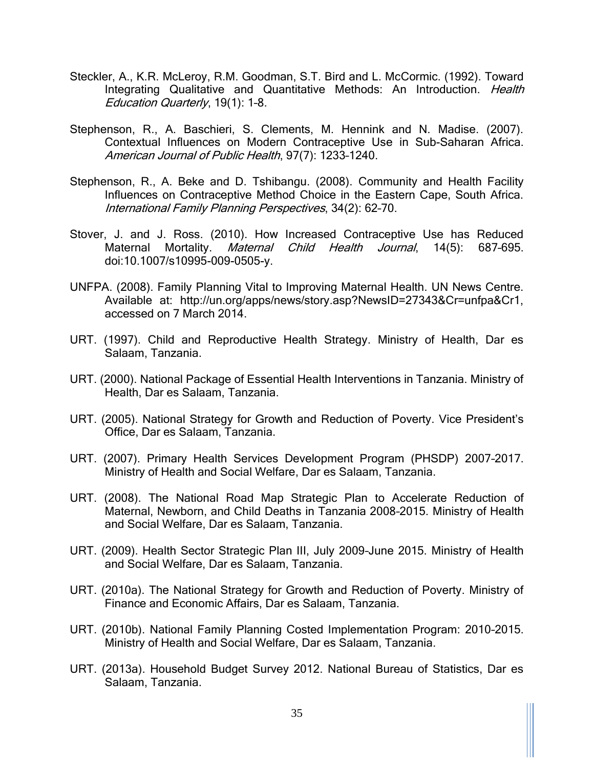Steckler, A., K.R. McLeroy, R.M. Goodman, S.T. Bird and L. McCormic. (1992). Toward Integrating Qualitative and Quantitative Methods: An Introduction. *Health Education Quarterly*, 19(1): 1-8.

Stephenson, R., A. Baschieri, S. Clements, M. Hennink and N. Madise. (2007). Contextual Influences on Modern Contraceptive Use in Sub-Saharan Africa. *American Journal of Public Health*, 97(7): 1233-1240.

Stephenson, R., A. Beke and D. Tshibangu. (2008). Community and Health Facility Influences on Contraceptive Method Choice in the Eastern Cape, South Africa. *International Family Planning Perspectives*, 34(2): 62-70.

Stover, J. and J. Ross. (2010). How Increased Contraceptive Use has Reduced Maternal Mortality. *Maternal Child Health Journal*, 14(5): 687-695. doi:10.1007/s10995-009-0505-y.

UNFPA. (2008). Family Planning Vital to Improving Maternal Health. UN News Centre. Available at: http://un.org/apps/news/story.asp?NewsID=27343&Cr=unfpa&Cr1, accessed on 7 March 2014.

URT. (1997). Child and Reproductive Health Strategy. Ministry of Health, Dar es Salaam, Tanzania.

URT. (2000). National Package of Essential Health Interventions in Tanzania. Ministry of Health, Dar es Salaam, Tanzania.

URT. (2005). National Strategy for Growth and Reduction of Poverty. Vice President's Office, Dar es Salaam, Tanzania.

URT. (2007). Primary Health Services Development Program (PHSDP) 2007-2017. Ministry of Health and Social Welfare, Dar es Salaam, Tanzania.

URT. (2008). The National Road Map Strategic Plan to Accelerate Reduction of Maternal, Newborn, and Child Deaths in Tanzania 2008-2015. Ministry of Health and Social Welfare, Dar es Salaam, Tanzania.

URT. (2009). Health Sector Strategic Plan III, July 2009-June 2015. Ministry of Health and Social Welfare, Dar es Salaam, Tanzania.

URT. (2010a). The National Strategy for Growth and Reduction of Poverty. Ministry of Finance and Economic Affairs, Dar es Salaam, Tanzania.

URT. (2010b). National Family Planning Costed Implementation Program: 2010-2015. Ministry of Health and Social Welfare, Dar es Salaam, Tanzania.

URT. (2013a). Household Budget Survey 2012. National Bureau of Statistics, Dar es Salaam, Tanzania.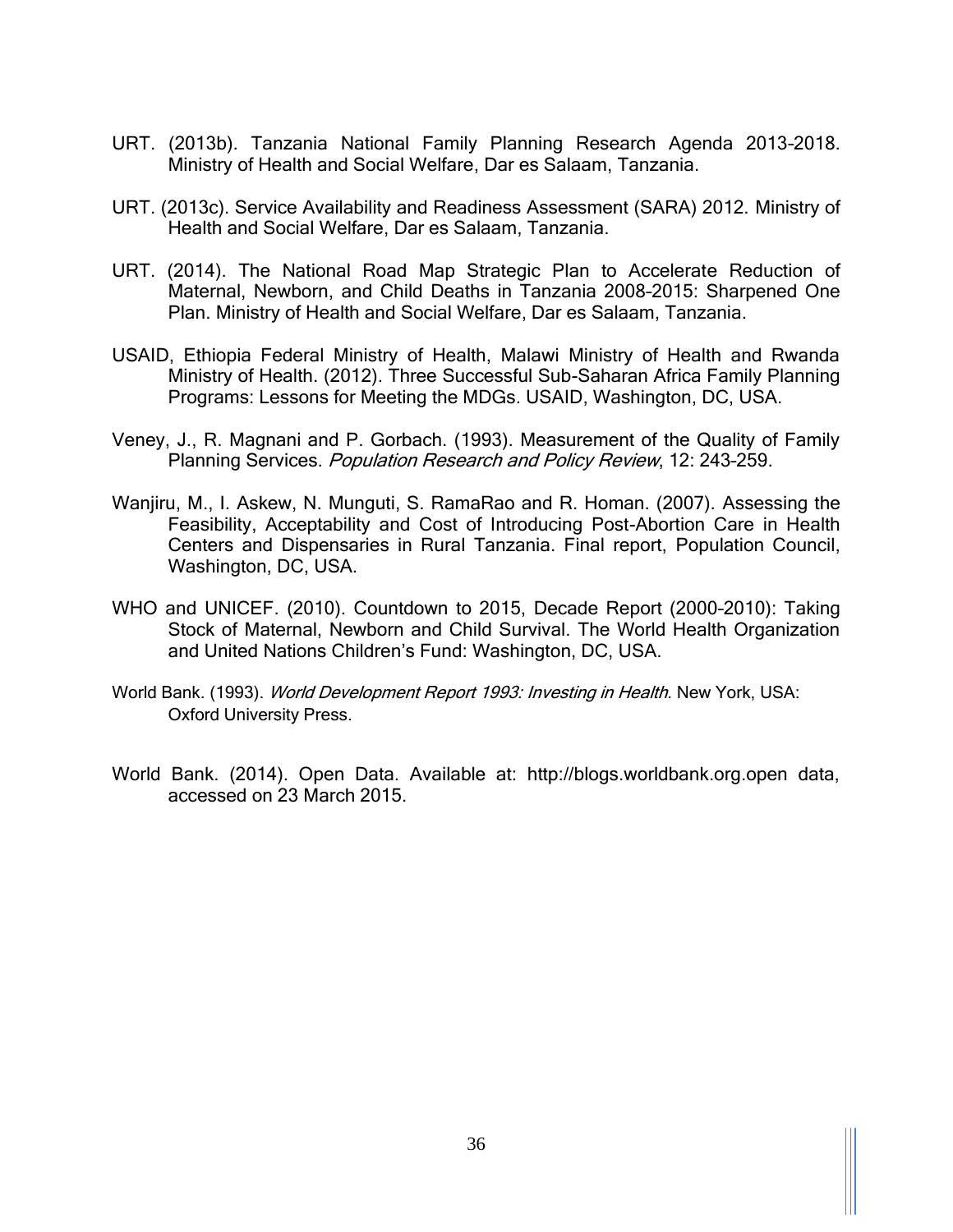URT. (2013b). Tanzania National Family Planning Research Agenda 2013–2018. Ministry of Health and Social Welfare, Dar es Salaam, Tanzania.

URT. (2013c). Service Availability and Readiness Assessment (SARA) 2012. Ministry of Health and Social Welfare, Dar es Salaam, Tanzania.

URT. (2014). The National Road Map Strategic Plan to Accelerate Reduction of Maternal, Newborn, and Child Deaths in Tanzania 2008–2015: Sharpened One Plan. Ministry of Health and Social Welfare, Dar es Salaam, Tanzania.

USAID, Ethiopia Federal Ministry of Health, Malawi Ministry of Health and Rwanda Ministry of Health. (2012). Three Successful Sub-Saharan Africa Family Planning Programs: Lessons for Meeting the MDGs. USAID, Washington, DC, USA.

Veney, J., R. Magnani and P. Gorbach. (1993). Measurement of the Quality of Family Planning Services. *Population Research and Policy Review*, 12: 243–259.

Wanjiru, M., I. Askew, N. Munguti, S. RamaRao and R. Homan. (2007). Assessing the Feasibility, Acceptability and Cost of Introducing Post-Abortion Care in Health Centers and Dispensaries in Rural Tanzania. Final report, Population Council, Washington, DC, USA.

WHO and UNICEF. (2010). Countdown to 2015, Decade Report (2000–2010): Taking Stock of Maternal, Newborn and Child Survival. The World Health Organization and United Nations Children's Fund: Washington, DC, USA.

World Bank. (1993). *World Development Report 1993: Investing in Health*. New York, USA: Oxford University Press.

World Bank. (2014). Open Data. Available at: http://blogs.worldbank.org.open data, accessed on 23 March 2015.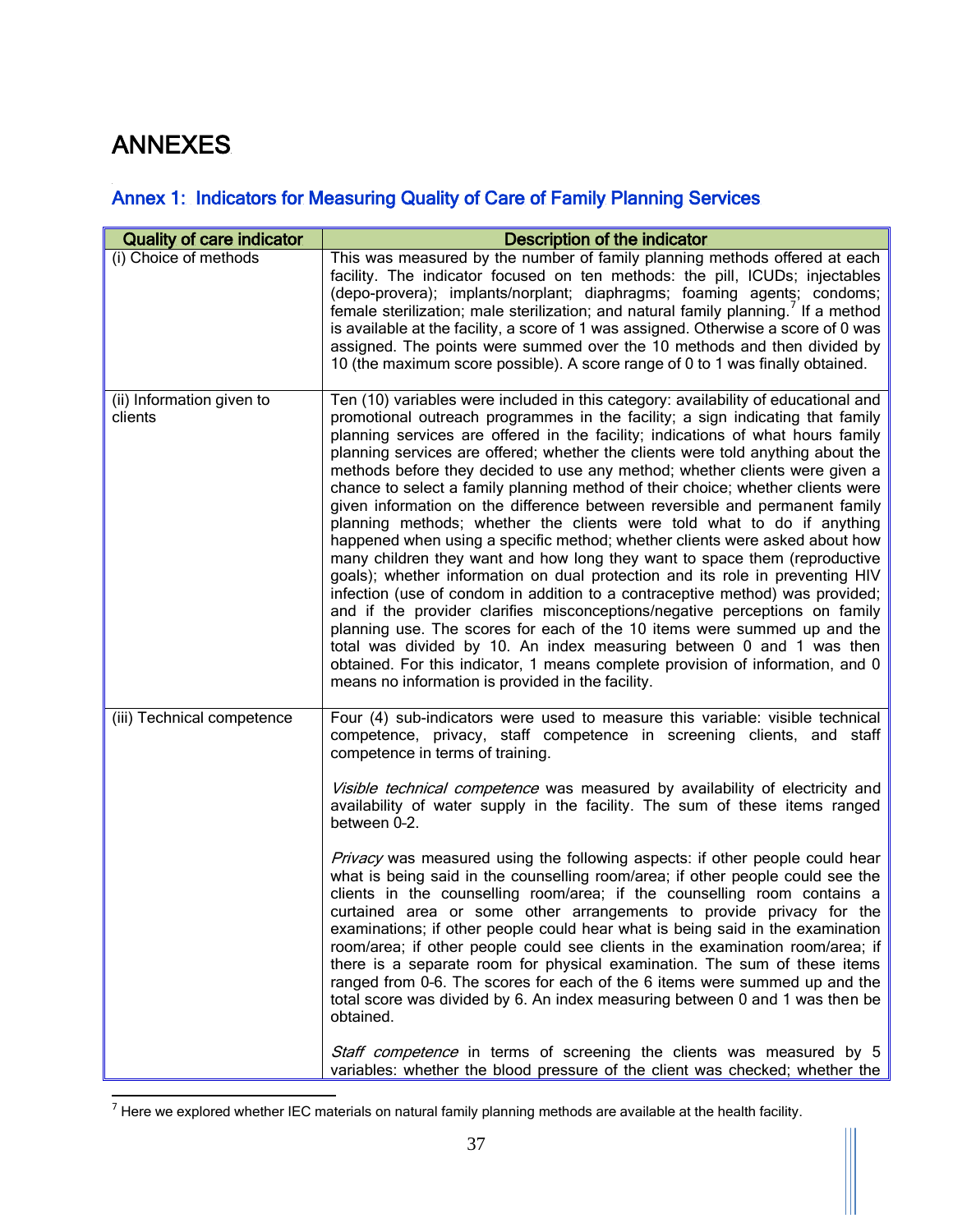# ANNEXES

## Annex 1: Indicators for Measuring Quality of Care of Family Planning Services

| Quality of care indicator | Description of the indicator |
|---|---|
| (i) Choice of methods | This was measured by the number of family planning methods offered at each facility. The indicator focused on ten methods: the pill, ICUDs; injectables (depo-provera); implants/norplant; diaphragms; foaming agents; condoms; female sterilization; male sterilization; and natural family planning.[7] If a method is available at the facility, a score of 1 was assigned. Otherwise a score of 0 was assigned. The points were summed over the 10 methods and then divided by 10 (the maximum score possible). A score range of 0 to 1 was finally obtained. |
| (ii) Information given to clients | Ten (10) variables were included in this category: availability of educational and promotional outreach programmes in the facility; a sign indicating that family planning services are offered in the facility; indications of what hours family planning services are offered; whether the clients were told anything about the methods before they decided to use any method; whether clients were given a chance to select a family planning method of their choice; whether clients were given information on the difference between reversible and permanent family planning methods; whether the clients were told what to do if anything happened when using a specific method; whether clients were asked about how many children they want and how long they want to space them (reproductive goals); whether information on dual protection and its role in preventing HIV infection (use of condom in addition to a contraceptive method) was provided; and if the provider clarifies misconceptions/negative perceptions on family planning use. The scores for each of the 10 items were summed up and the total was divided by 10. An index measuring between 0 and 1 was then obtained. For this indicator, 1 means complete provision of information, and 0 means no information is provided in the facility. |
| (iii) Technical competence | Four (4) sub-indicators were used to measure this variable: visible technical competence, privacy, staff competence in screening clients, and staff competence in terms of training.<br><br>*Visible technical competence* was measured by availability of electricity and availability of water supply in the facility. The sum of these items ranged between 0-2.<br><br>*Privacy* was measured using the following aspects: if other people could hear what is being said in the counselling room/area; if other people could see the clients in the counselling room/area; if the counselling room contains a curtained area or some other arrangements to provide privacy for the examinations; if other people could hear what is being said in the examination room/area; if other people could see clients in the examination room/area; if there is a separate room for physical examination. The sum of these items ranged from 0-6. The scores for each of the 6 items were summed up and the total score was divided by 6. An index measuring between 0 and 1 was then be obtained.<br><br>*Staff competence* in terms of screening the clients was measured by 5 variables: whether the blood pressure of the client was checked; whether the |

[7] Here we explored whether IEC materials on natural family planning methods are available at the health facility.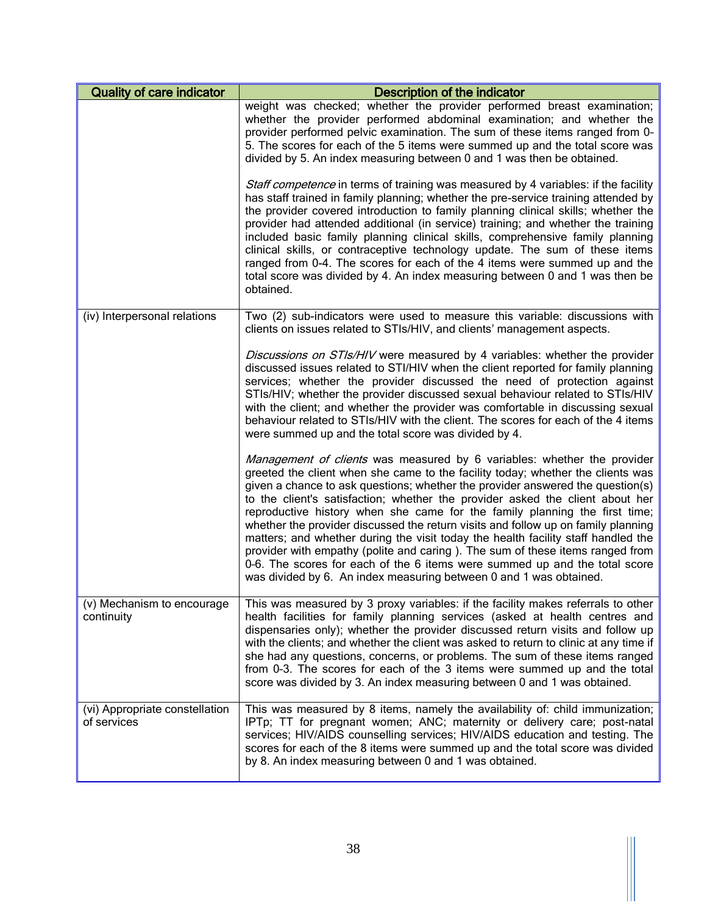| Quality of care indicator | Description of the indicator |
|---|---|
| | weight was checked; whether the provider performed breast examination; whether the provider performed abdominal examination; and whether the provider performed pelvic examination. The sum of these items ranged from 0-5. The scores for each of the 5 items were summed up and the total score was divided by 5. An index measuring between 0 and 1 was then be obtained.<br><br>*Staff competence* in terms of training was measured by 4 variables: if the facility has staff trained in family planning; whether the pre-service training attended by the provider covered introduction to family planning clinical skills; whether the provider had attended additional (in service) training; and whether the training included basic family planning clinical skills, comprehensive family planning clinical skills, or contraceptive technology update. The sum of these items ranged from 0-4. The scores for each of the 4 items were summed up and the total score was divided by 4. An index measuring between 0 and 1 was then be obtained. |
| (iv) Interpersonal relations | Two (2) sub-indicators were used to measure this variable: discussions with clients on issues related to STIs/HIV, and clients' management aspects.<br><br>*Discussions on STIs/HIV* were measured by 4 variables: whether the provider discussed issues related to STI/HIV when the client reported for family planning services; whether the provider discussed the need of protection against STIs/HIV; whether the provider discussed sexual behaviour related to STIs/HIV with the client; and whether the provider was comfortable in discussing sexual behaviour related to STIs/HIV with the client. The scores for each of the 4 items were summed up and the total score was divided by 4.<br><br>*Management of clients* was measured by 6 variables: whether the provider greeted the client when she came to the facility today; whether the clients was given a chance to ask questions; whether the provider answered the question(s) to the client's satisfaction; whether the provider asked the client about her reproductive history when she came for the family planning the first time; whether the provider discussed the return visits and follow up on family planning matters; and whether during the visit today the health facility staff handled the provider with empathy (polite and caring ). The sum of these items ranged from 0-6. The scores for each of the 6 items were summed up and the total score was divided by 6. An index measuring between 0 and 1 was obtained. |
| (v) Mechanism to encourage continuity | This was measured by 3 proxy variables: if the facility makes referrals to other health facilities for family planning services (asked at health centres and dispensaries only); whether the provider discussed return visits and follow up with the clients; and whether the client was asked to return to clinic at any time if she had any questions, concerns, or problems. The sum of these items ranged from 0-3. The scores for each of the 3 items were summed up and the total score was divided by 3. An index measuring between 0 and 1 was obtained. |
| (vi) Appropriate constellation of services | This was measured by 8 items, namely the availability of: child immunization; IPTp; TT for pregnant women; ANC; maternity or delivery care; post-natal services; HIV/AIDS counselling services; HIV/AIDS education and testing. The scores for each of the 8 items were summed up and the total score was divided by 8. An index measuring between 0 and 1 was obtained. |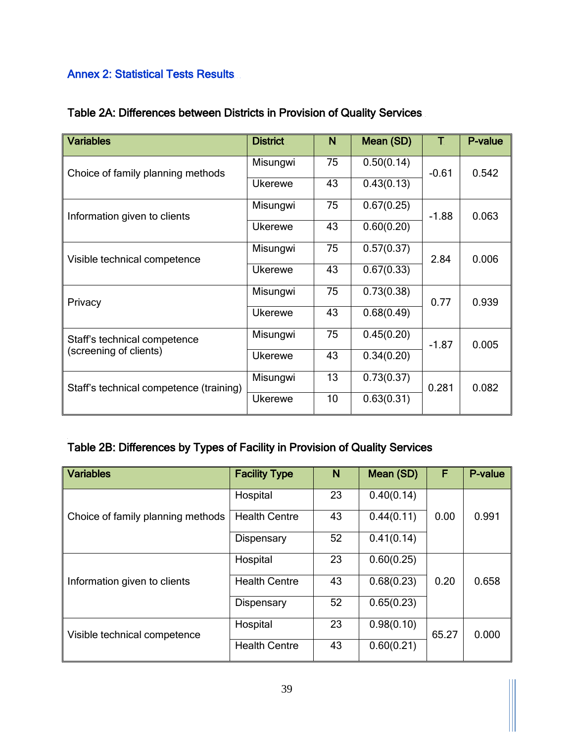## Annex 2: Statistical Tests Results

**Table 2A: Differences between Districts in Provision of Quality Services**

| Variables | District | N | Mean (SD) | T | P-value |
|---|---|---|---|---|---|
| Choice of family planning methods | Misungwi | 75 | 0.50(0.14) | -0.61 | 0.542 |
| | Ukerewe | 43 | 0.43(0.13) | | |
| Information given to clients | Misungwi | 75 | 0.67(0.25) | -1.88 | 0.063 |
| | Ukerewe | 43 | 0.60(0.20) | | |
| Visible technical competence | Misungwi | 75 | 0.57(0.37) | 2.84 | 0.006 |
| | Ukerewe | 43 | 0.67(0.33) | | |
| Privacy | Misungwi | 75 | 0.73(0.38) | 0.77 | 0.939 |
| | Ukerewe | 43 | 0.68(0.49) | | |
| Staff's technical competence (screening of clients) | Misungwi | 75 | 0.45(0.20) | -1.87 | 0.005 |
| | Ukerewe | 43 | 0.34(0.20) | | |
| Staff's technical competence (training) | Misungwi | 13 | 0.73(0.37) | 0.281 | 0.082 |
| | Ukerewe | 10 | 0.63(0.31) | | |

**Table 2B: Differences by Types of Facility in Provision of Quality Services**

| Variables | Facility Type | N | Mean (SD) | F | P-value |
|---|---|---|---|---|---|
| Choice of family planning methods | Hospital | 23 | 0.40(0.14) | 0.00 | 0.991 |
| | Health Centre | 43 | 0.44(0.11) | | |
| | Dispensary | 52 | 0.41(0.14) | | |
| Information given to clients | Hospital | 23 | 0.60(0.25) | 0.20 | 0.658 |
| | Health Centre | 43 | 0.68(0.23) | | |
| | Dispensary | 52 | 0.65(0.23) | | |
| Visible technical competence | Hospital | 23 | 0.98(0.10) | 65.27 | 0.000 |
| | Health Centre | 43 | 0.60(0.21) | | |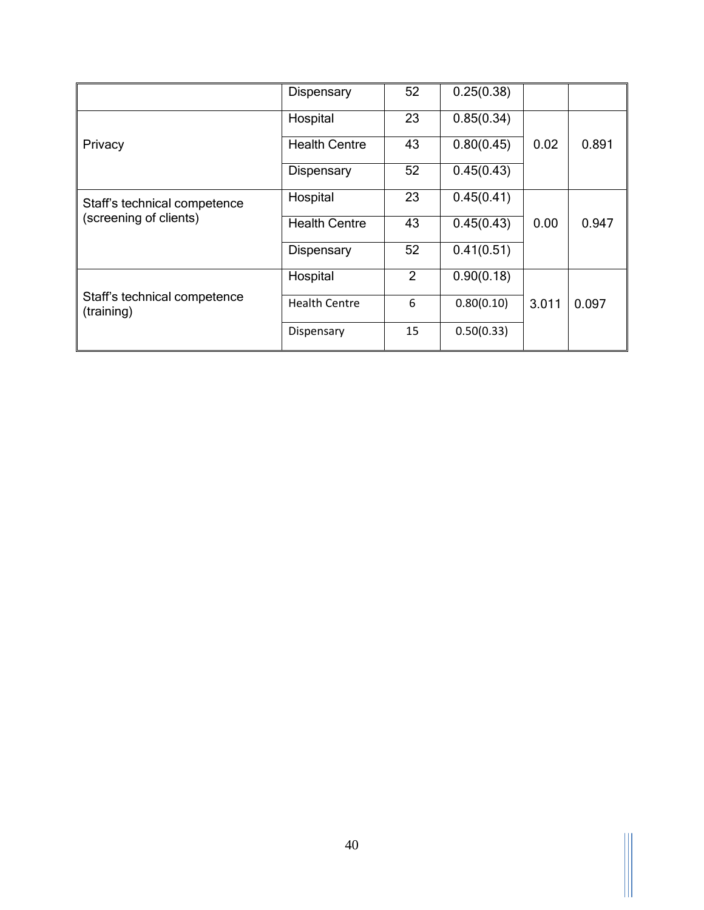| | | | | | |
|---|---|---|---|---|---|
| | Dispensary | 52 | 0.25(0.38) | | |
| Privacy | Hospital | 23 | 0.85(0.34) | 0.02 | 0.891 |
| | Health Centre | 43 | 0.80(0.45) | | |
| | Dispensary | 52 | 0.45(0.43) | | |
| Staff's technical competence (screening of clients) | Hospital | 23 | 0.45(0.41) | 0.00 | 0.947 |
| | Health Centre | 43 | 0.45(0.43) | | |
| | Dispensary | 52 | 0.41(0.51) | | |
| Staff's technical competence (training) | Hospital | 2 | 0.90(0.18) | 3.011 | 0.097 |
| | Health Centre | 6 | 0.80(0.10) | | |
| | Dispensary | 15 | 0.50(0.33) | | |